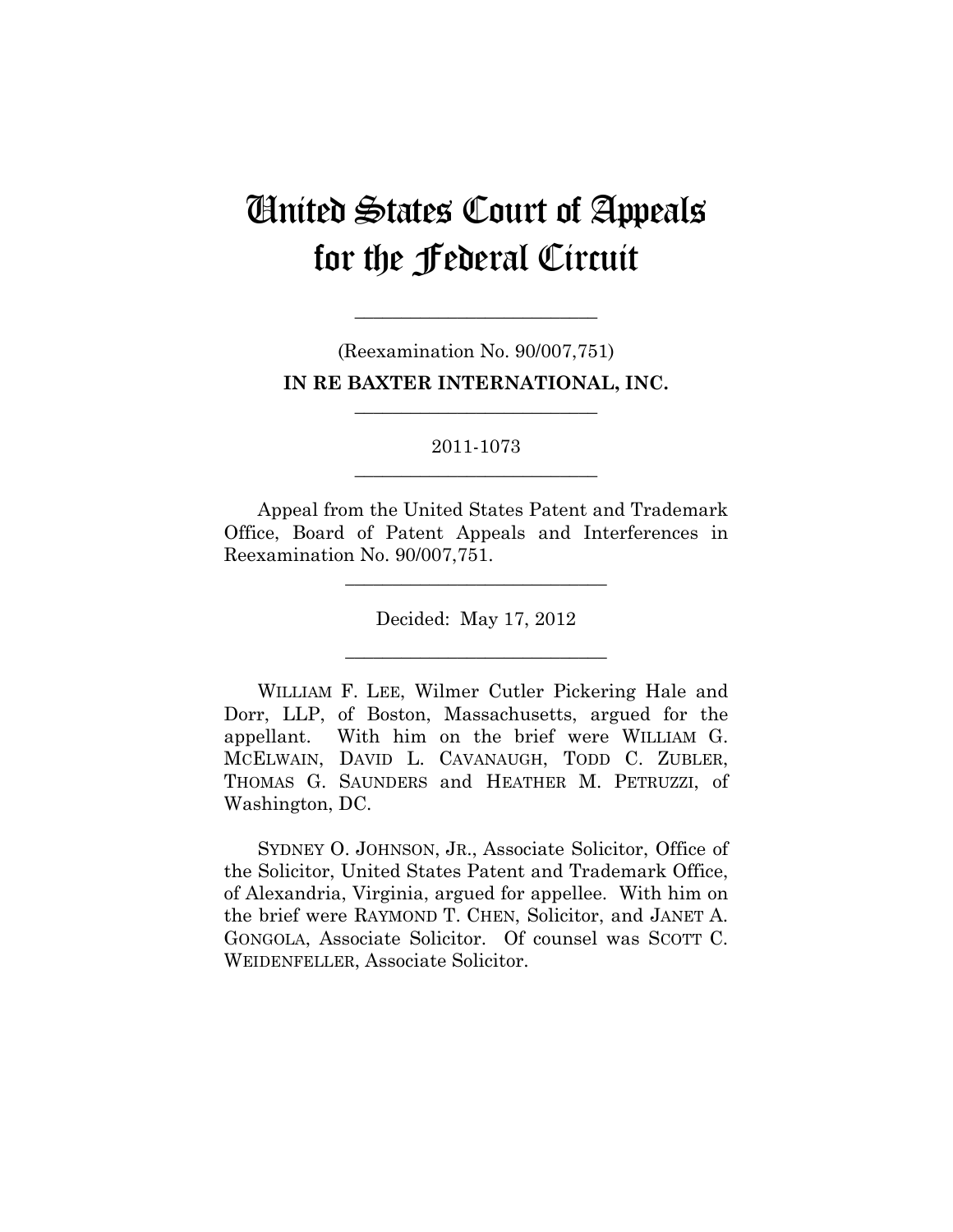# United States Court of Appeals for the Federal Circuit

---

(Reexamination No. 90/007,751)

**IN RE BAXTER INTERNATIONAL, INC.**

---

2011-1073

---

Appeal from the United States Patent and Trademark Office, Board of Patent Appeals and Interferences in Reexamination No. 90/007,751.

---

Decided: May 17, 2012

---

WILLIAM F. LEE, Wilmer Cutler Pickering Hale and Dorr, LLP, of Boston, Massachusetts, argued for the appellant. With him on the brief were WILLIAM G. MCELWAIN, DAVID L. CAVANAUGH, TODD C. ZUBLER, THOMAS G. SAUNDERS and HEATHER M. PETRUZZI, of Washington, DC.

SYDNEY O. JOHNSON, JR., Associate Solicitor, Office of the Solicitor, United States Patent and Trademark Office, of Alexandria, Virginia, argued for appellee. With him on the brief were RAYMOND T. CHEN, Solicitor, and JANET A. GONGOLA, Associate Solicitor. Of counsel was SCOTT C. WEIDENFELLER, Associate Solicitor.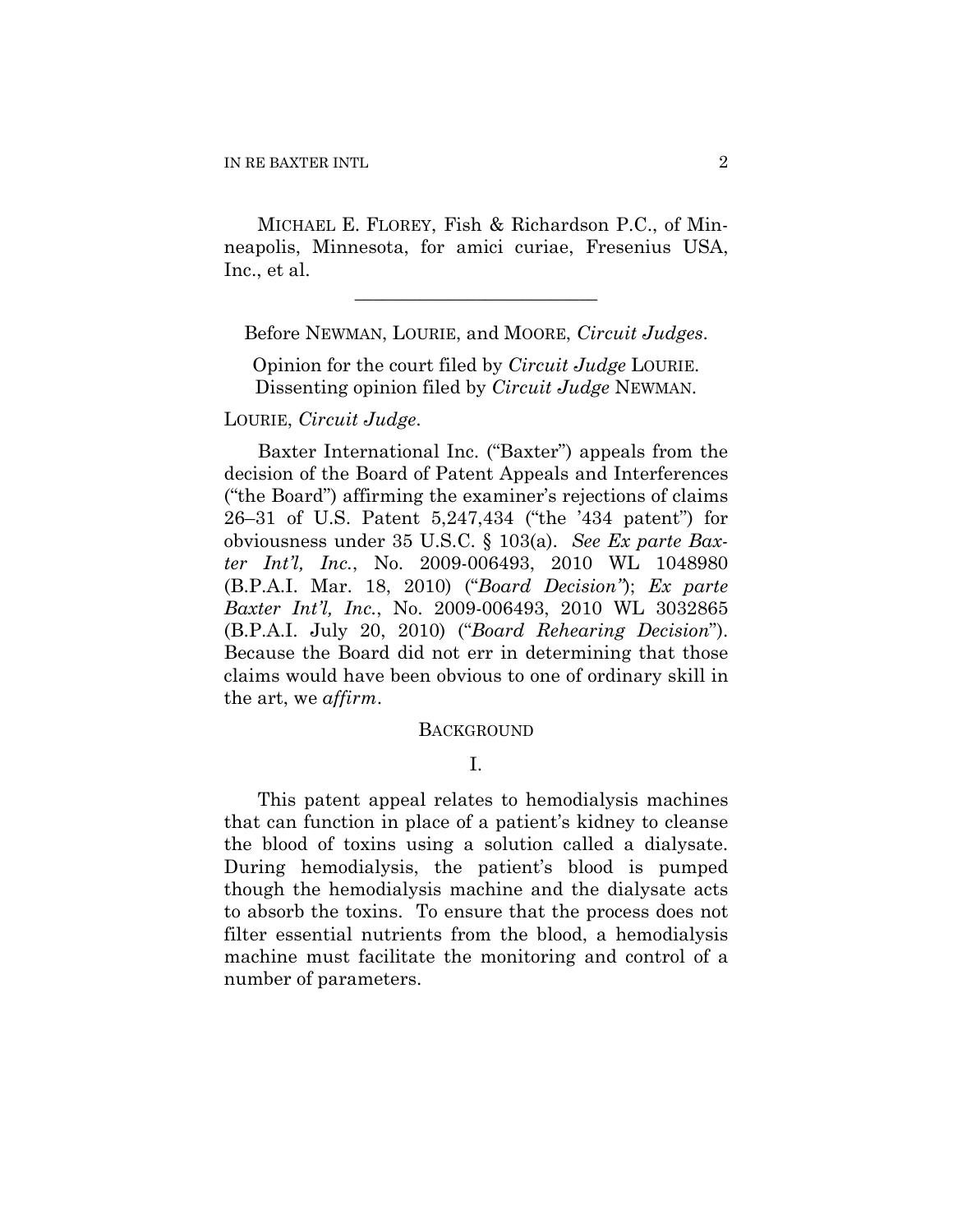MICHAEL E. FLOREY, Fish & Richardson P.C., of Minneapolis, Minnesota, for amici curiae, Fresenius USA, Inc., et al.

---

Before NEWMAN, LOURIE, and MOORE, *Circuit Judges*.

Opinion for the court filed by *Circuit Judge* LOURIE.
Dissenting opinion filed by *Circuit Judge* NEWMAN.

LOURIE, *Circuit Judge*.

Baxter International Inc. ("Baxter") appeals from the decision of the Board of Patent Appeals and Interferences ("the Board") affirming the examiner's rejections of claims 26–31 of U.S. Patent 5,247,434 ("the '434 patent") for obviousness under 35 U.S.C. § 103(a). *See Ex parte Baxter Int'l, Inc.*, No. 2009-006493, 2010 WL 1048980 (B.P.A.I. Mar. 18, 2010) ("*Board Decision"*); *Ex parte Baxter Int'l, Inc.*, No. 2009-006493, 2010 WL 3032865 (B.P.A.I. July 20, 2010) ("*Board Rehearing Decision*"). Because the Board did not err in determining that those claims would have been obvious to one of ordinary skill in the art, we *affirm*.

## BACKGROUND

### I.

This patent appeal relates to hemodialysis machines that can function in place of a patient's kidney to cleanse the blood of toxins using a solution called a dialysate. During hemodialysis, the patient's blood is pumped though the hemodialysis machine and the dialysate acts to absorb the toxins. To ensure that the process does not filter essential nutrients from the blood, a hemodialysis machine must facilitate the monitoring and control of a number of parameters.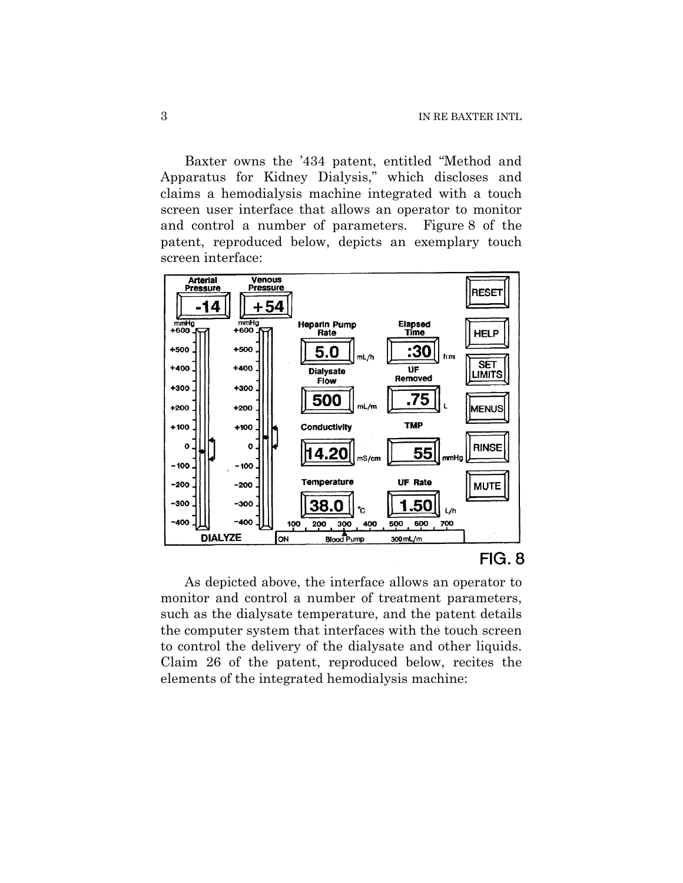Baxter owns the '434 patent, entitled "Method and Apparatus for Kidney Dialysis," which discloses and claims a hemodialysis machine integrated with a touch screen user interface that allows an operator to monitor and control a number of parameters. Figure 8 of the patent, reproduced below, depicts an exemplary touch screen interface:

FIG. 8

As depicted above, the interface allows an operator to monitor and control a number of treatment parameters, such as the dialysate temperature, and the patent details the computer system that interfaces with the touch screen to control the delivery of the dialysate and other liquids. Claim 26 of the patent, reproduced below, recites the elements of the integrated hemodialysis machine: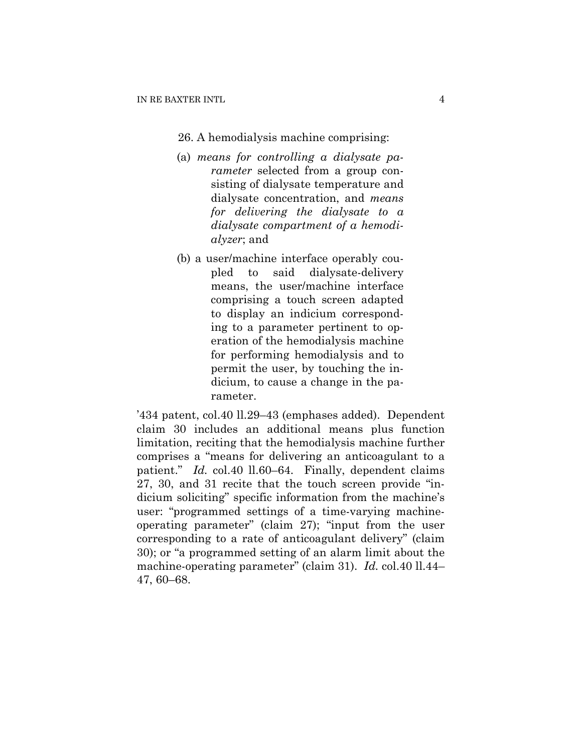26. A hemodialysis machine comprising:

(a) *means for controlling a dialysate parameter* selected from a group consisting of dialysate temperature and dialysate concentration, and *means for delivering the dialysate to a dialysate compartment of a hemodialyzer*; and

(b) a user/machine interface operably coupled to said dialysate-delivery means, the user/machine interface comprising a touch screen adapted to display an indicium corresponding to a parameter pertinent to operation of the hemodialysis machine for performing hemodialysis and to permit the user, by touching the indicium, to cause a change in the parameter.

'434 patent, col.40 ll.29–43 (emphases added). Dependent claim 30 includes an additional means plus function limitation, reciting that the hemodialysis machine further comprises a "means for delivering an anticoagulant to a patient." *Id.* col.40 ll.60–64. Finally, dependent claims 27, 30, and 31 recite that the touch screen provide "indicium soliciting" specific information from the machine's user: "programmed settings of a time-varying machine-operating parameter" (claim 27); "input from the user corresponding to a rate of anticoagulant delivery" (claim 30); or "a programmed setting of an alarm limit about the machine-operating parameter" (claim 31). *Id.* col.40 ll.44–47, 60–68.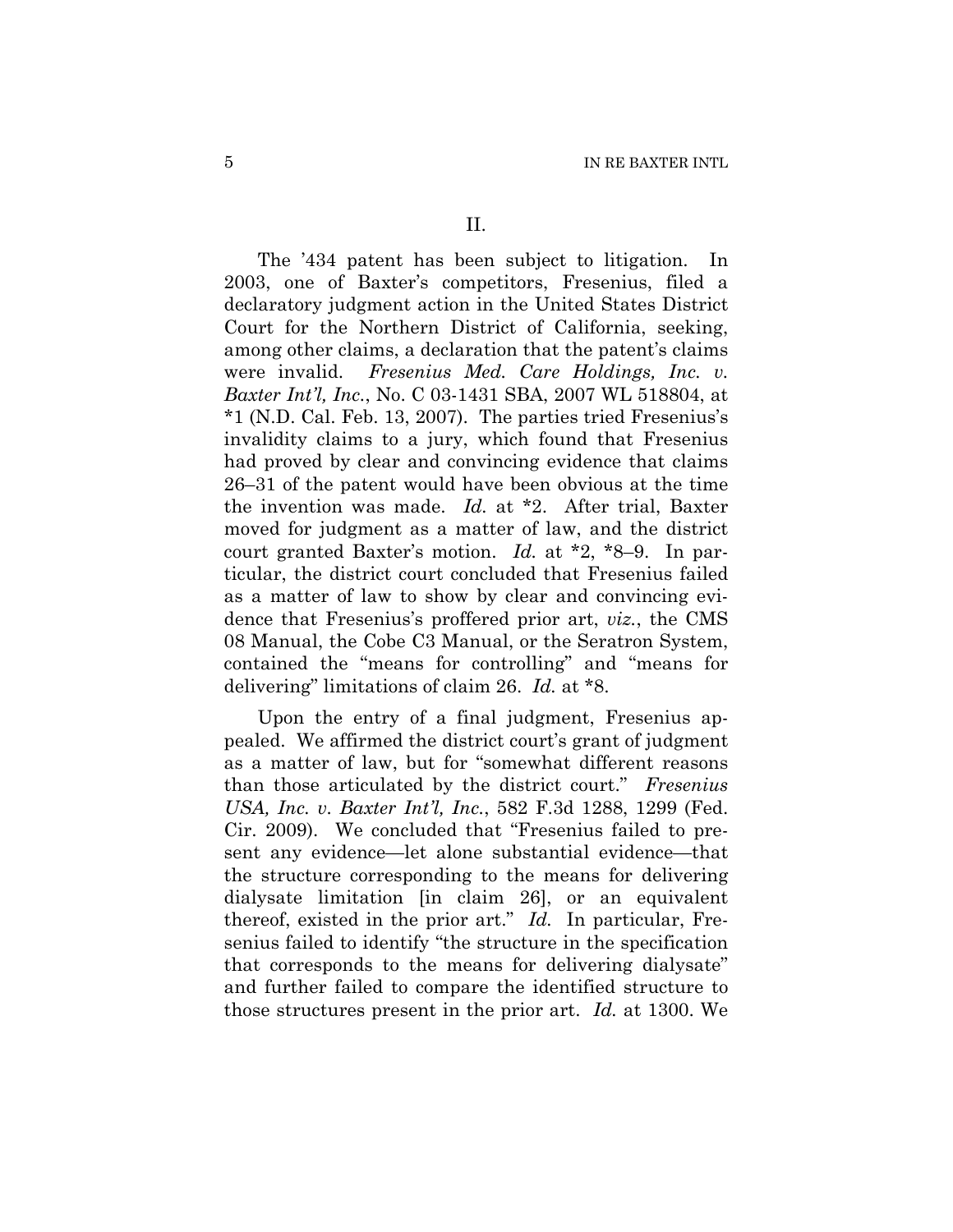## II.

The '434 patent has been subject to litigation. In 2003, one of Baxter's competitors, Fresenius, filed a declaratory judgment action in the United States District Court for the Northern District of California, seeking, among other claims, a declaration that the patent's claims were invalid. *Fresenius Med. Care Holdings, Inc. v. Baxter Int'l, Inc.*, No. C 03-1431 SBA, 2007 WL 518804, at *1 (N.D. Cal. Feb. 13, 2007). The parties tried Fresenius's invalidity claims to a jury, which found that Fresenius had proved by clear and convincing evidence that claims 26–31 of the patent would have been obvious at the time the invention was made. *Id.* at *2. After trial, Baxter moved for judgment as a matter of law, and the district court granted Baxter's motion. *Id.* at *2, *8–9. In particular, the district court concluded that Fresenius failed as a matter of law to show by clear and convincing evidence that Fresenius's proffered prior art, *viz.*, the CMS 08 Manual, the Cobe C3 Manual, or the Seratron System, contained the "means for controlling" and "means for delivering" limitations of claim 26. *Id.* at *8.

Upon the entry of a final judgment, Fresenius appealed. We affirmed the district court's grant of judgment as a matter of law, but for "somewhat different reasons than those articulated by the district court." *Fresenius USA, Inc. v. Baxter Int'l, Inc.*, 582 F.3d 1288, 1299 (Fed. Cir. 2009). We concluded that "Fresenius failed to present any evidence—let alone substantial evidence—that the structure corresponding to the means for delivering dialysate limitation [in claim 26], or an equivalent thereof, existed in the prior art." *Id.* In particular, Fresenius failed to identify "the structure in the specification that corresponds to the means for delivering dialysate" and further failed to compare the identified structure to those structures present in the prior art. *Id.* at 1300. We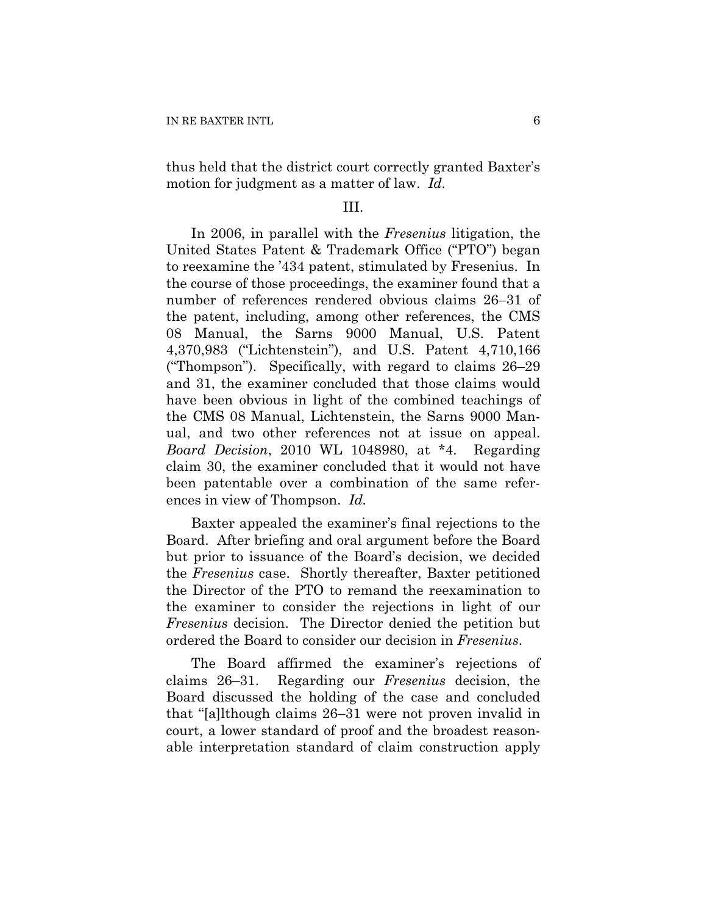thus held that the district court correctly granted Baxter's motion for judgment as a matter of law. *Id.*

III.

In 2006, in parallel with the *Fresenius* litigation, the United States Patent & Trademark Office ("PTO") began to reexamine the '434 patent, stimulated by Fresenius. In the course of those proceedings, the examiner found that a number of references rendered obvious claims 26–31 of the patent, including, among other references, the CMS 08 Manual, the Sarns 9000 Manual, U.S. Patent 4,370,983 ("Lichtenstein"), and U.S. Patent 4,710,166 ("Thompson"). Specifically, with regard to claims 26–29 and 31, the examiner concluded that those claims would have been obvious in light of the combined teachings of the CMS 08 Manual, Lichtenstein, the Sarns 9000 Manual, and two other references not at issue on appeal. *Board Decision*, 2010 WL 1048980, at *4. Regarding claim 30, the examiner concluded that it would not have been patentable over a combination of the same references in view of Thompson. *Id.*

Baxter appealed the examiner's final rejections to the Board. After briefing and oral argument before the Board but prior to issuance of the Board's decision, we decided the *Fresenius* case. Shortly thereafter, Baxter petitioned the Director of the PTO to remand the reexamination to the examiner to consider the rejections in light of our *Fresenius* decision. The Director denied the petition but ordered the Board to consider our decision in *Fresenius*.

The Board affirmed the examiner's rejections of claims 26–31. Regarding our *Fresenius* decision, the Board discussed the holding of the case and concluded that "[a]lthough claims 26–31 were not proven invalid in court, a lower standard of proof and the broadest reasonable interpretation standard of claim construction apply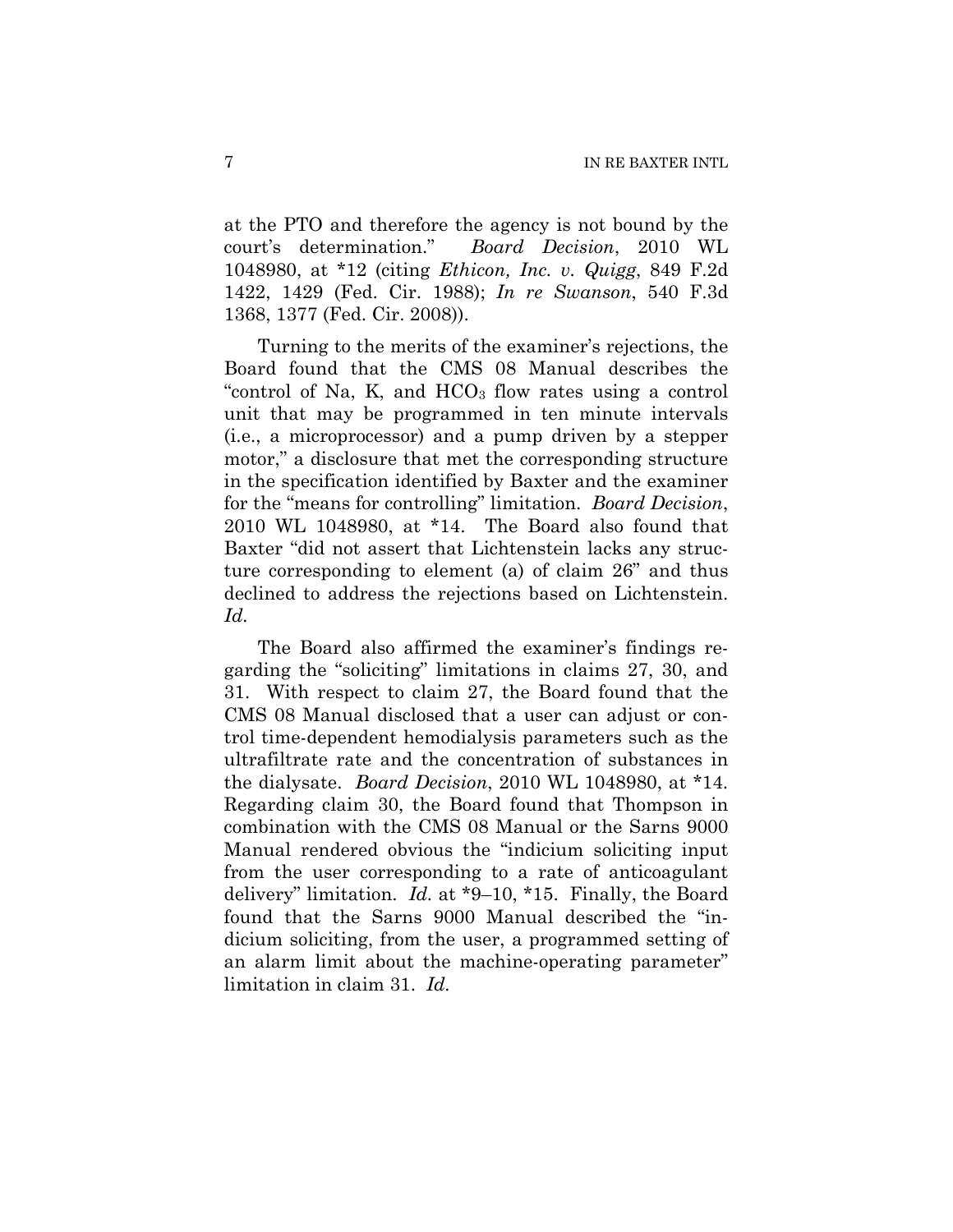at the PTO and therefore the agency is not bound by the court's determination." *Board Decision*, 2010 WL 1048980, at *12 (citing *Ethicon, Inc. v. Quigg*, 849 F.2d 1422, 1429 (Fed. Cir. 1988); *In re Swanson*, 540 F.3d 1368, 1377 (Fed. Cir. 2008)).

Turning to the merits of the examiner's rejections, the Board found that the CMS 08 Manual describes the "control of Na, K, and $HCO_3$ flow rates using a control unit that may be programmed in ten minute intervals (i.e., a microprocessor) and a pump driven by a stepper motor," a disclosure that met the corresponding structure in the specification identified by Baxter and the examiner for the "means for controlling" limitation. *Board Decision*, 2010 WL 1048980, at *14. The Board also found that Baxter "did not assert that Lichtenstein lacks any structure corresponding to element (a) of claim 26" and thus declined to address the rejections based on Lichtenstein. *Id.*

The Board also affirmed the examiner's findings regarding the "soliciting" limitations in claims 27, 30, and 31. With respect to claim 27, the Board found that the CMS 08 Manual disclosed that a user can adjust or control time-dependent hemodialysis parameters such as the ultrafiltrate rate and the concentration of substances in the dialysate. *Board Decision*, 2010 WL 1048980, at *14. Regarding claim 30, the Board found that Thompson in combination with the CMS 08 Manual or the Sarns 9000 Manual rendered obvious the "indicium soliciting input from the user corresponding to a rate of anticoagulant delivery" limitation. *Id.* at *9–10, *15. Finally, the Board found that the Sarns 9000 Manual described the "indicium soliciting, from the user, a programmed setting of an alarm limit about the machine-operating parameter" limitation in claim 31. *Id.*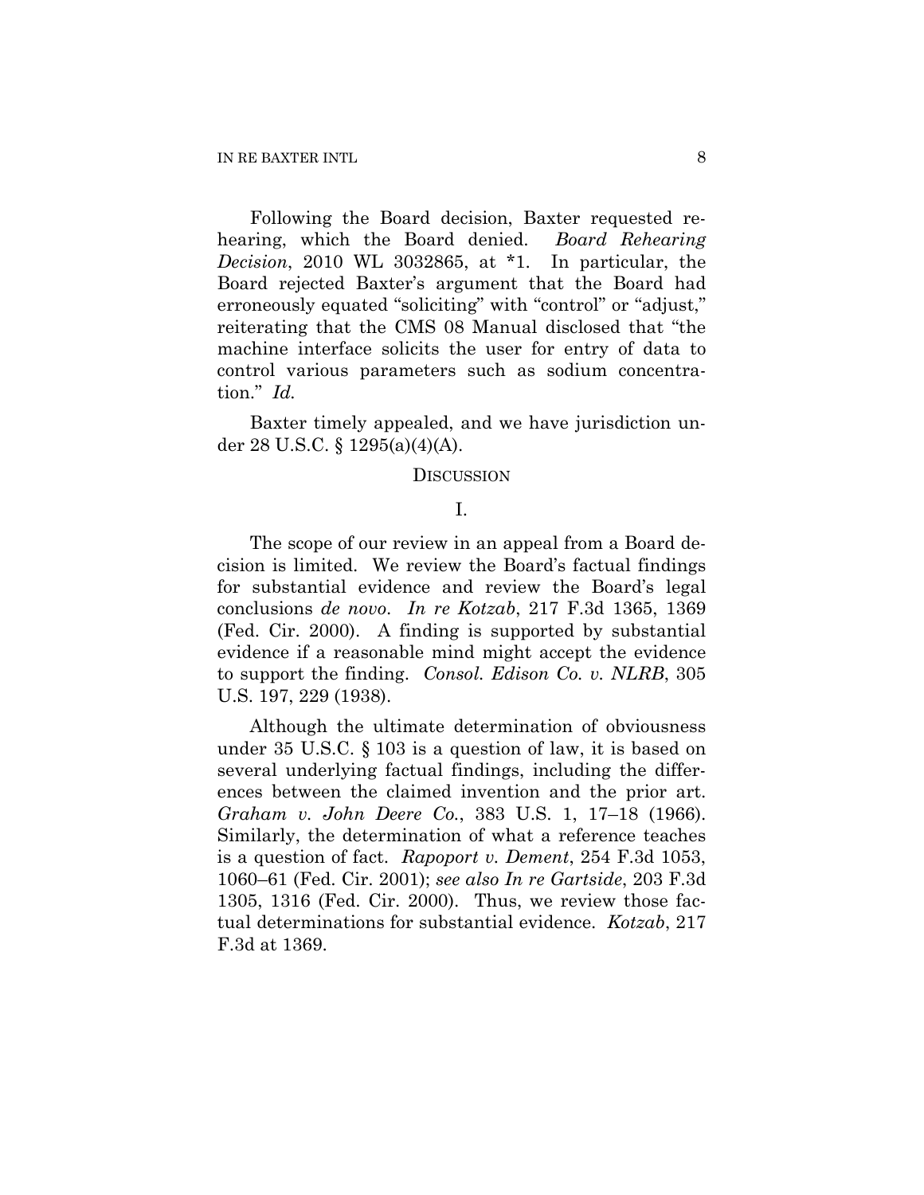Following the Board decision, Baxter requested rehearing, which the Board denied. *Board Rehearing Decision*, 2010 WL 3032865, at *1. In particular, the Board rejected Baxter's argument that the Board had erroneously equated "soliciting" with "control" or "adjust," reiterating that the CMS 08 Manual disclosed that "the machine interface solicits the user for entry of data to control various parameters such as sodium concentration." *Id.*

Baxter timely appealed, and we have jurisdiction under 28 U.S.C. § 1295(a)(4)(A).

## DISCUSSION

### I.

The scope of our review in an appeal from a Board decision is limited. We review the Board's factual findings for substantial evidence and review the Board's legal conclusions *de novo*. *In re Kotzab*, 217 F.3d 1365, 1369 (Fed. Cir. 2000). A finding is supported by substantial evidence if a reasonable mind might accept the evidence to support the finding. *Consol. Edison Co. v. NLRB*, 305 U.S. 197, 229 (1938).

Although the ultimate determination of obviousness under 35 U.S.C. § 103 is a question of law, it is based on several underlying factual findings, including the differences between the claimed invention and the prior art. *Graham v. John Deere Co.*, 383 U.S. 1, 17–18 (1966). Similarly, the determination of what a reference teaches is a question of fact. *Rapoport v. Dement*, 254 F.3d 1053, 1060–61 (Fed. Cir. 2001); *see also In re Gartside*, 203 F.3d 1305, 1316 (Fed. Cir. 2000). Thus, we review those factual determinations for substantial evidence. *Kotzab*, 217 F.3d at 1369.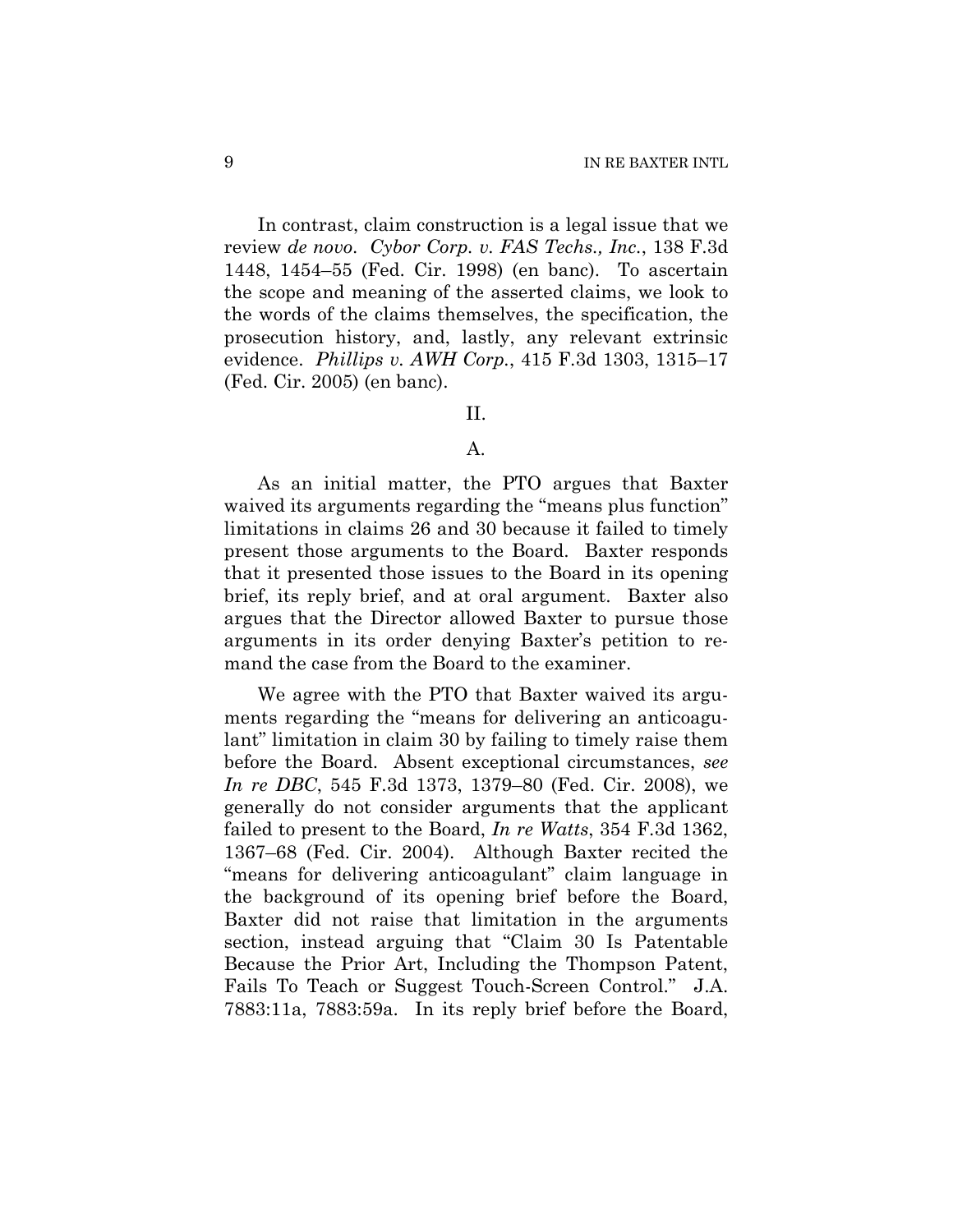In contrast, claim construction is a legal issue that we review *de novo*. *Cybor Corp. v. FAS Techs., Inc.*, 138 F.3d 1448, 1454–55 (Fed. Cir. 1998) (en banc). To ascertain the scope and meaning of the asserted claims, we look to the words of the claims themselves, the specification, the prosecution history, and, lastly, any relevant extrinsic evidence. *Phillips v. AWH Corp.*, 415 F.3d 1303, 1315–17 (Fed. Cir. 2005) (en banc).

## II.

### A.

As an initial matter, the PTO argues that Baxter waived its arguments regarding the "means plus function" limitations in claims 26 and 30 because it failed to timely present those arguments to the Board. Baxter responds that it presented those issues to the Board in its opening brief, its reply brief, and at oral argument. Baxter also argues that the Director allowed Baxter to pursue those arguments in its order denying Baxter's petition to remand the case from the Board to the examiner.

We agree with the PTO that Baxter waived its arguments regarding the "means for delivering an anticoagulant" limitation in claim 30 by failing to timely raise them before the Board. Absent exceptional circumstances, *see In re DBC*, 545 F.3d 1373, 1379–80 (Fed. Cir. 2008), we generally do not consider arguments that the applicant failed to present to the Board, *In re Watts*, 354 F.3d 1362, 1367–68 (Fed. Cir. 2004). Although Baxter recited the "means for delivering anticoagulant" claim language in the background of its opening brief before the Board, Baxter did not raise that limitation in the arguments section, instead arguing that "Claim 30 Is Patentable Because the Prior Art, Including the Thompson Patent, Fails To Teach or Suggest Touch-Screen Control." J.A. 7883:11a, 7883:59a. In its reply brief before the Board,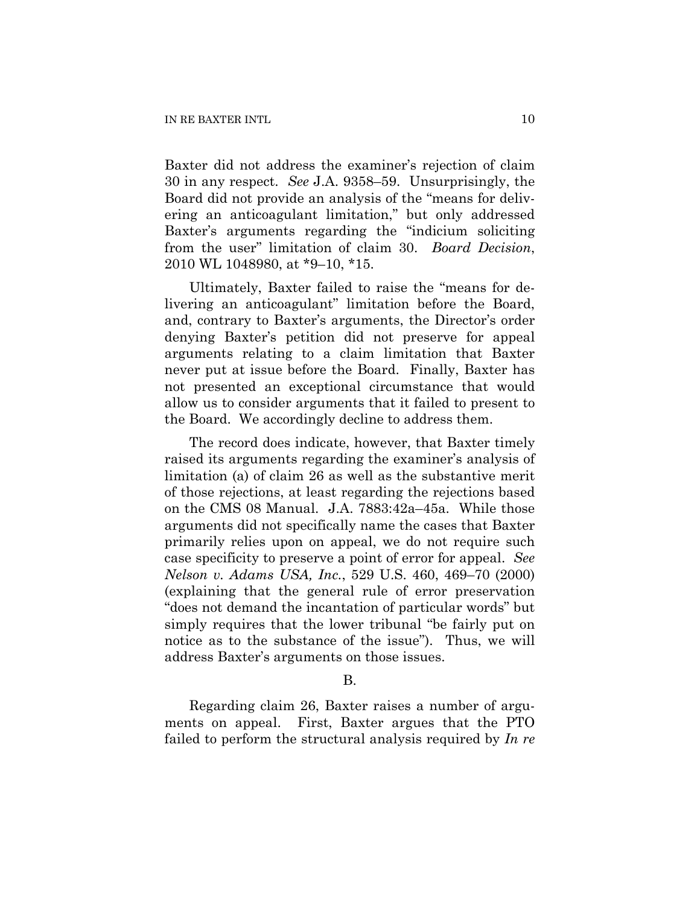Baxter did not address the examiner's rejection of claim 30 in any respect. *See* J.A. 9358–59. Unsurprisingly, the Board did not provide an analysis of the "means for delivering an anticoagulant limitation," but only addressed Baxter's arguments regarding the "indicium soliciting from the user" limitation of claim 30. *Board Decision*, 2010 WL 1048980, at *9–10, *15.

Ultimately, Baxter failed to raise the "means for delivering an anticoagulant" limitation before the Board, and, contrary to Baxter's arguments, the Director's order denying Baxter's petition did not preserve for appeal arguments relating to a claim limitation that Baxter never put at issue before the Board. Finally, Baxter has not presented an exceptional circumstance that would allow us to consider arguments that it failed to present to the Board. We accordingly decline to address them.

The record does indicate, however, that Baxter timely raised its arguments regarding the examiner's analysis of limitation (a) of claim 26 as well as the substantive merit of those rejections, at least regarding the rejections based on the CMS 08 Manual. J.A. 7883:42a–45a. While those arguments did not specifically name the cases that Baxter primarily relies upon on appeal, we do not require such case specificity to preserve a point of error for appeal. *See Nelson v. Adams USA, Inc.*, 529 U.S. 460, 469–70 (2000) (explaining that the general rule of error preservation "does not demand the incantation of particular words" but simply requires that the lower tribunal "be fairly put on notice as to the substance of the issue"). Thus, we will address Baxter's arguments on those issues.

B.

Regarding claim 26, Baxter raises a number of arguments on appeal. First, Baxter argues that the PTO failed to perform the structural analysis required by *In re*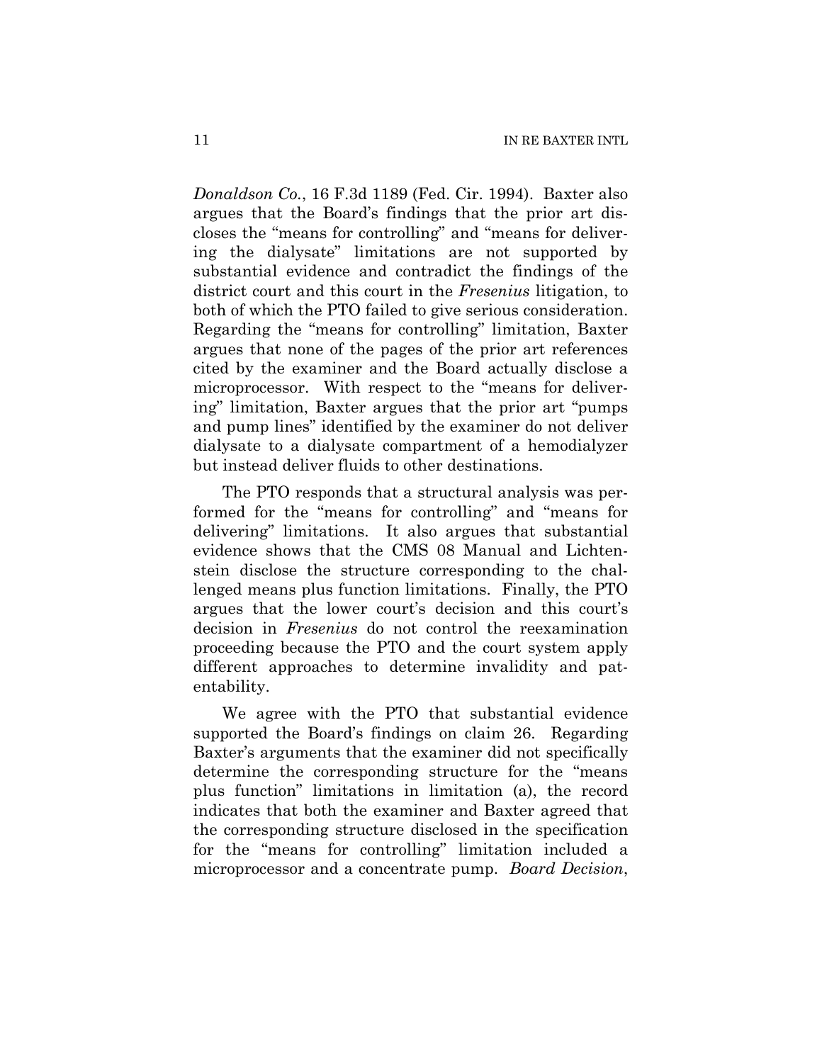*Donaldson Co.*, 16 F.3d 1189 (Fed. Cir. 1994). Baxter also argues that the Board's findings that the prior art discloses the "means for controlling" and "means for delivering the dialysate" limitations are not supported by substantial evidence and contradict the findings of the district court and this court in the *Fresenius* litigation, to both of which the PTO failed to give serious consideration. Regarding the "means for controlling" limitation, Baxter argues that none of the pages of the prior art references cited by the examiner and the Board actually disclose a microprocessor. With respect to the "means for delivering" limitation, Baxter argues that the prior art "pumps and pump lines" identified by the examiner do not deliver dialysate to a dialysate compartment of a hemodialyzer but instead deliver fluids to other destinations.

The PTO responds that a structural analysis was performed for the "means for controlling" and "means for delivering" limitations. It also argues that substantial evidence shows that the CMS 08 Manual and Lichtenstein disclose the structure corresponding to the challenged means plus function limitations. Finally, the PTO argues that the lower court's decision and this court's decision in *Fresenius* do not control the reexamination proceeding because the PTO and the court system apply different approaches to determine invalidity and patentability.

We agree with the PTO that substantial evidence supported the Board's findings on claim 26. Regarding Baxter's arguments that the examiner did not specifically determine the corresponding structure for the "means plus function" limitations in limitation (a), the record indicates that both the examiner and Baxter agreed that the corresponding structure disclosed in the specification for the "means for controlling" limitation included a microprocessor and a concentrate pump. *Board Decision*,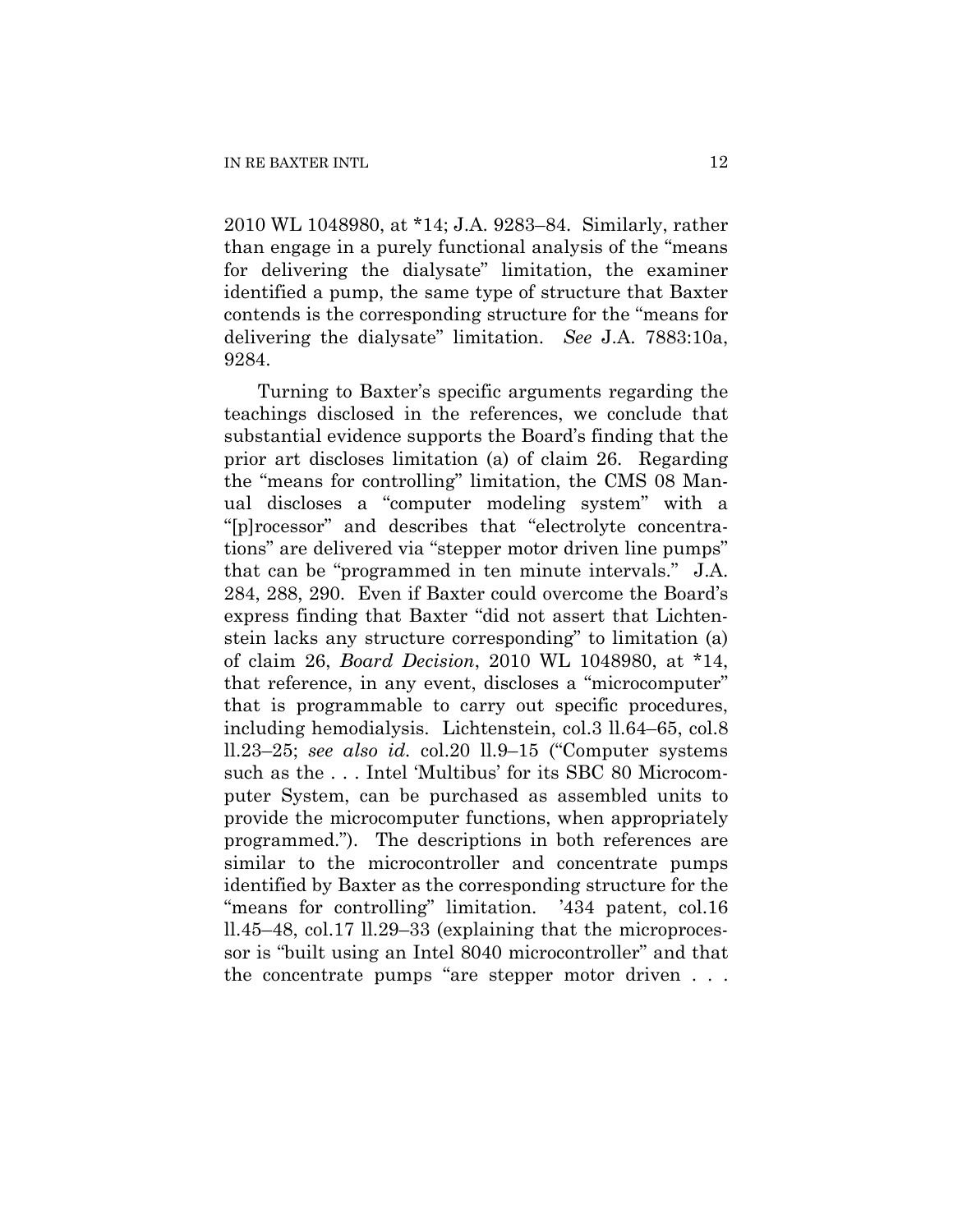2010 WL 1048980, at *14; J.A. 9283–84. Similarly, rather than engage in a purely functional analysis of the "means for delivering the dialysate" limitation, the examiner identified a pump, the same type of structure that Baxter contends is the corresponding structure for the "means for delivering the dialysate" limitation. *See* J.A. 7883:10a, 9284.

Turning to Baxter's specific arguments regarding the teachings disclosed in the references, we conclude that substantial evidence supports the Board's finding that the prior art discloses limitation (a) of claim 26. Regarding the "means for controlling" limitation, the CMS 08 Manual discloses a "computer modeling system" with a "[p]rocessor" and describes that "electrolyte concentrations" are delivered via "stepper motor driven line pumps" that can be "programmed in ten minute intervals." J.A. 284, 288, 290. Even if Baxter could overcome the Board's express finding that Baxter "did not assert that Lichtenstein lacks any structure corresponding" to limitation (a) of claim 26, *Board Decision*, 2010 WL 1048980, at *14, that reference, in any event, discloses a "microcomputer" that is programmable to carry out specific procedures, including hemodialysis. Lichtenstein, col.3 ll.64–65, col.8 ll.23–25; *see also id.* col.20 ll.9–15 ("Computer systems such as the . . . Intel 'Multibus' for its SBC 80 Microcomputer System, can be purchased as assembled units to provide the microcomputer functions, when appropriately programmed."). The descriptions in both references are similar to the microcontroller and concentrate pumps identified by Baxter as the corresponding structure for the "means for controlling" limitation. '434 patent, col.16 ll.45–48, col.17 ll.29–33 (explaining that the microprocessor is "built using an Intel 8040 microcontroller" and that the concentrate pumps "are stepper motor driven . . .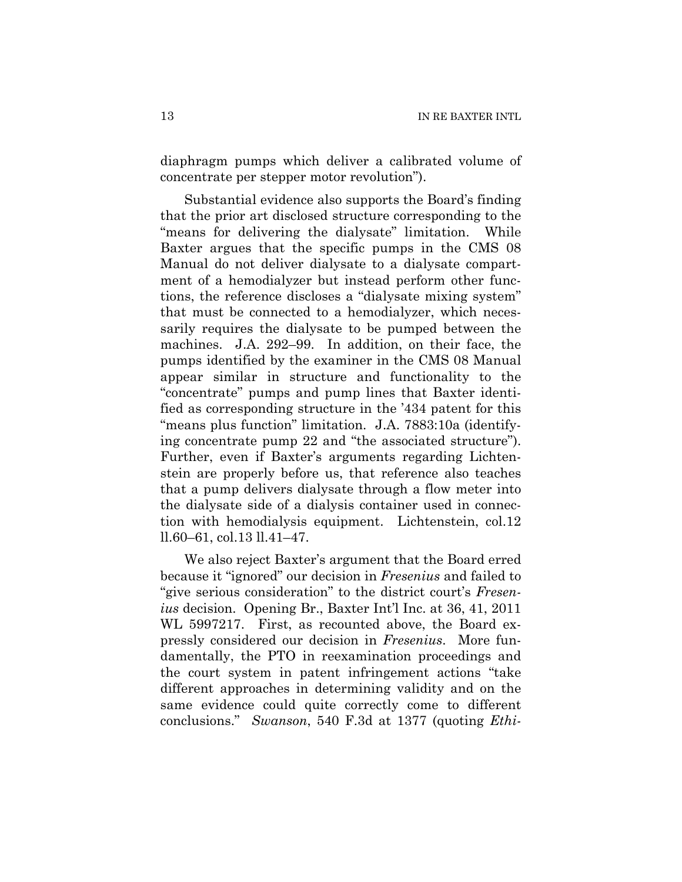diaphragm pumps which deliver a calibrated volume of concentrate per stepper motor revolution").

Substantial evidence also supports the Board's finding that the prior art disclosed structure corresponding to the "means for delivering the dialysate" limitation. While Baxter argues that the specific pumps in the CMS 08 Manual do not deliver dialysate to a dialysate compartment of a hemodialyzer but instead perform other functions, the reference discloses a "dialysate mixing system" that must be connected to a hemodialyzer, which necessarily requires the dialysate to be pumped between the machines. J.A. 292–99. In addition, on their face, the pumps identified by the examiner in the CMS 08 Manual appear similar in structure and functionality to the "concentrate" pumps and pump lines that Baxter identified as corresponding structure in the '434 patent for this "means plus function" limitation. J.A. 7883:10a (identifying concentrate pump 22 and "the associated structure"). Further, even if Baxter's arguments regarding Lichtenstein are properly before us, that reference also teaches that a pump delivers dialysate through a flow meter into the dialysate side of a dialysis container used in connection with hemodialysis equipment. Lichtenstein, col.12 ll.60–61, col.13 ll.41–47.

We also reject Baxter's argument that the Board erred because it "ignored" our decision in *Fresenius* and failed to "give serious consideration" to the district court's *Fresenius* decision. Opening Br., Baxter Int'l Inc. at 36, 41, 2011 WL 5997217. First, as recounted above, the Board expressly considered our decision in *Fresenius*. More fundamentally, the PTO in reexamination proceedings and the court system in patent infringement actions "take different approaches in determining validity and on the same evidence could quite correctly come to different conclusions." *Swanson*, 540 F.3d at 1377 (quoting *Ethi-*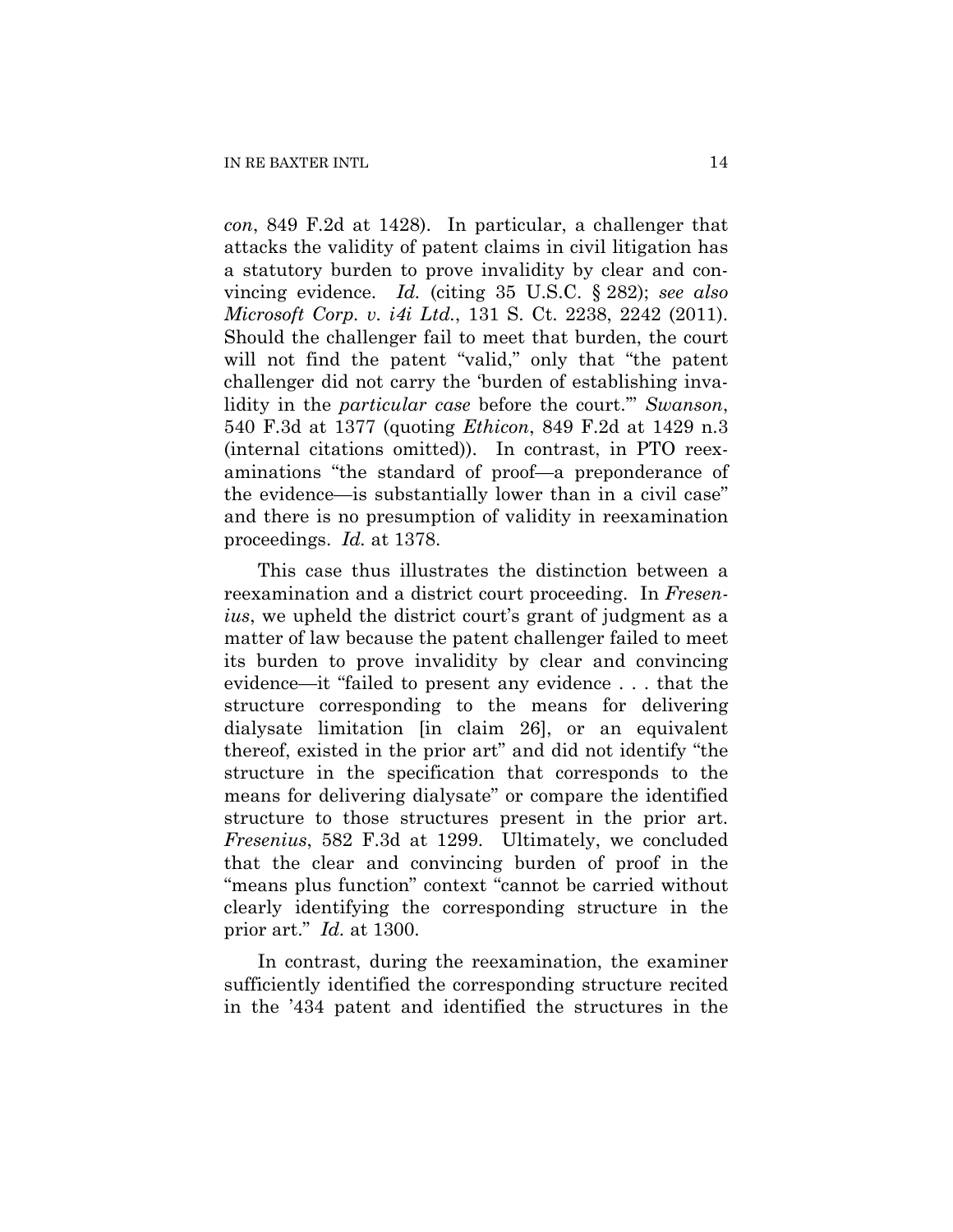*con*, 849 F.2d at 1428). In particular, a challenger that attacks the validity of patent claims in civil litigation has a statutory burden to prove invalidity by clear and convincing evidence. *Id.* (citing 35 U.S.C. § 282); *see also Microsoft Corp. v. i4i Ltd.*, 131 S. Ct. 2238, 2242 (2011). Should the challenger fail to meet that burden, the court will not find the patent "valid," only that "the patent challenger did not carry the 'burden of establishing invalidity in the *particular case* before the court.'" *Swanson*, 540 F.3d at 1377 (quoting *Ethicon*, 849 F.2d at 1429 n.3 (internal citations omitted)). In contrast, in PTO reexaminations "the standard of proof—a preponderance of the evidence—is substantially lower than in a civil case" and there is no presumption of validity in reexamination proceedings. *Id.* at 1378.

This case thus illustrates the distinction between a reexamination and a district court proceeding. In *Fresenius*, we upheld the district court's grant of judgment as a matter of law because the patent challenger failed to meet its burden to prove invalidity by clear and convincing evidence—it "failed to present any evidence . . . that the structure corresponding to the means for delivering dialysate limitation [in claim 26], or an equivalent thereof, existed in the prior art" and did not identify "the structure in the specification that corresponds to the means for delivering dialysate" or compare the identified structure to those structures present in the prior art. *Fresenius*, 582 F.3d at 1299. Ultimately, we concluded that the clear and convincing burden of proof in the "means plus function" context "cannot be carried without clearly identifying the corresponding structure in the prior art." *Id.* at 1300.

In contrast, during the reexamination, the examiner sufficiently identified the corresponding structure recited in the '434 patent and identified the structures in the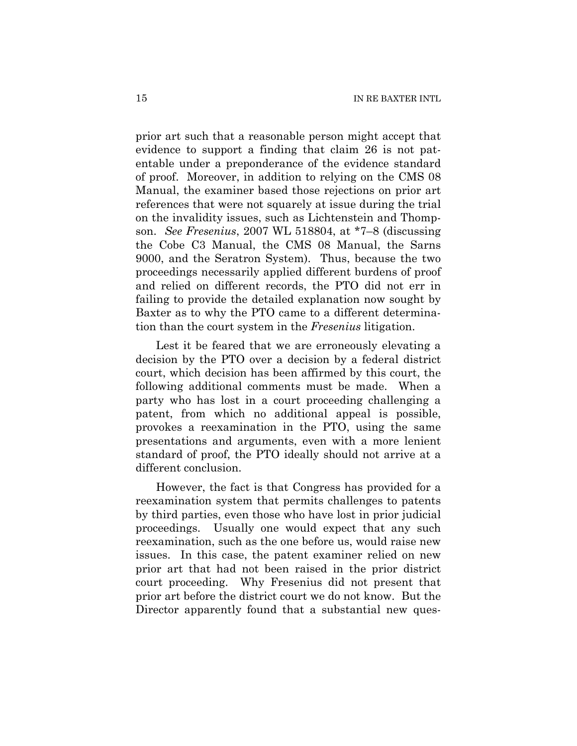prior art such that a reasonable person might accept that evidence to support a finding that claim 26 is not patentable under a preponderance of the evidence standard of proof. Moreover, in addition to relying on the CMS 08 Manual, the examiner based those rejections on prior art references that were not squarely at issue during the trial on the invalidity issues, such as Lichtenstein and Thompson. *See Fresenius*, 2007 WL 518804, at *7–8 (discussing the Cobe C3 Manual, the CMS 08 Manual, the Sarns 9000, and the Seratron System). Thus, because the two proceedings necessarily applied different burdens of proof and relied on different records, the PTO did not err in failing to provide the detailed explanation now sought by Baxter as to why the PTO came to a different determination than the court system in the *Fresenius* litigation.

Lest it be feared that we are erroneously elevating a decision by the PTO over a decision by a federal district court, which decision has been affirmed by this court, the following additional comments must be made. When a party who has lost in a court proceeding challenging a patent, from which no additional appeal is possible, provokes a reexamination in the PTO, using the same presentations and arguments, even with a more lenient standard of proof, the PTO ideally should not arrive at a different conclusion.

However, the fact is that Congress has provided for a reexamination system that permits challenges to patents by third parties, even those who have lost in prior judicial proceedings. Usually one would expect that any such reexamination, such as the one before us, would raise new issues. In this case, the patent examiner relied on new prior art that had not been raised in the prior district court proceeding. Why Fresenius did not present that prior art before the district court we do not know. But the Director apparently found that a substantial new ques-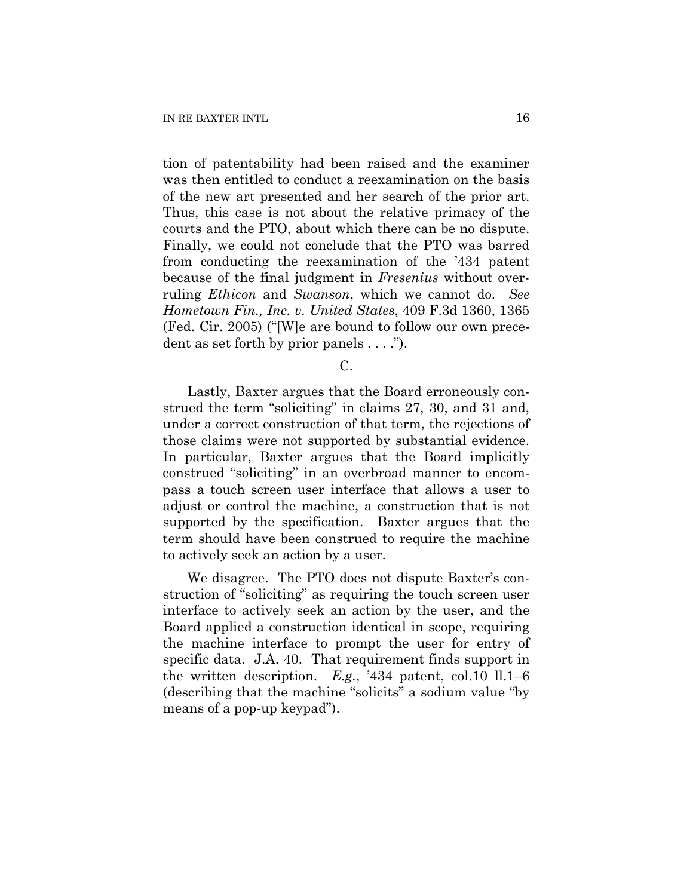tion of patentability had been raised and the examiner was then entitled to conduct a reexamination on the basis of the new art presented and her search of the prior art. Thus, this case is not about the relative primacy of the courts and the PTO, about which there can be no dispute. Finally, we could not conclude that the PTO was barred from conducting the reexamination of the '434 patent because of the final judgment in *Fresenius* without overruling *Ethicon* and *Swanson*, which we cannot do. *See Hometown Fin., Inc. v. United States*, 409 F.3d 1360, 1365 (Fed. Cir. 2005) ("[W]e are bound to follow our own precedent as set forth by prior panels . . . .").

C.

Lastly, Baxter argues that the Board erroneously construed the term "soliciting" in claims 27, 30, and 31 and, under a correct construction of that term, the rejections of those claims were not supported by substantial evidence. In particular, Baxter argues that the Board implicitly construed "soliciting" in an overbroad manner to encompass a touch screen user interface that allows a user to adjust or control the machine, a construction that is not supported by the specification. Baxter argues that the term should have been construed to require the machine to actively seek an action by a user.

We disagree. The PTO does not dispute Baxter's construction of "soliciting" as requiring the touch screen user interface to actively seek an action by the user, and the Board applied a construction identical in scope, requiring the machine interface to prompt the user for entry of specific data. J.A. 40. That requirement finds support in the written description. *E.g.*, '434 patent, col.10 ll.1–6 (describing that the machine "solicits" a sodium value "by means of a pop-up keypad").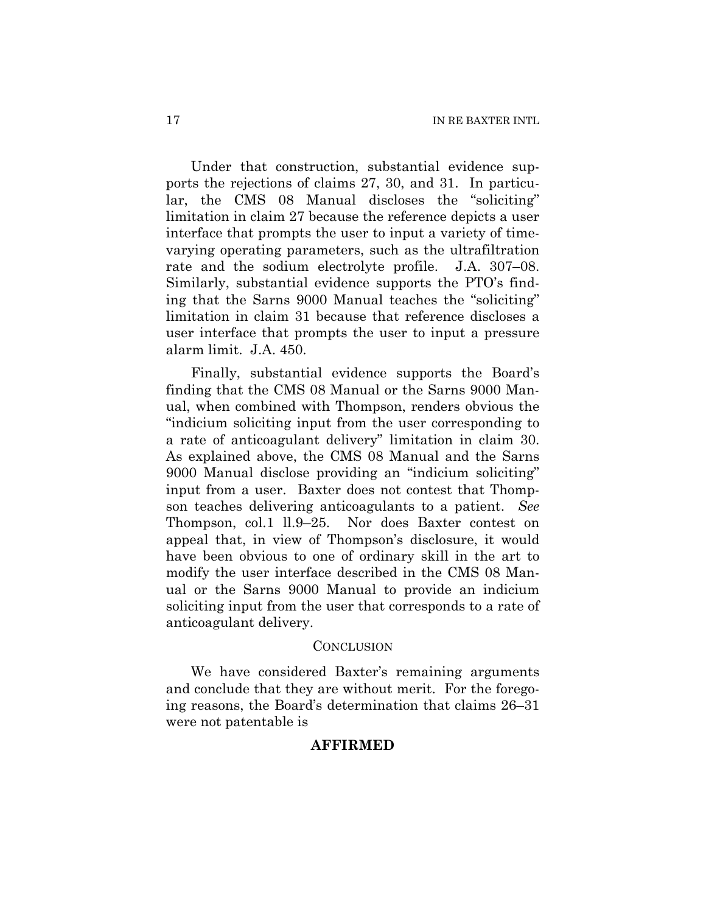Under that construction, substantial evidence supports the rejections of claims 27, 30, and 31. In particular, the CMS 08 Manual discloses the "soliciting" limitation in claim 27 because the reference depicts a user interface that prompts the user to input a variety of time-varying operating parameters, such as the ultrafiltration rate and the sodium electrolyte profile. J.A. 307–08. Similarly, substantial evidence supports the PTO's finding that the Sarns 9000 Manual teaches the "soliciting" limitation in claim 31 because that reference discloses a user interface that prompts the user to input a pressure alarm limit. J.A. 450.

Finally, substantial evidence supports the Board's finding that the CMS 08 Manual or the Sarns 9000 Manual, when combined with Thompson, renders obvious the "indicium soliciting input from the user corresponding to a rate of anticoagulant delivery" limitation in claim 30. As explained above, the CMS 08 Manual and the Sarns 9000 Manual disclose providing an "indicium soliciting" input from a user. Baxter does not contest that Thompson teaches delivering anticoagulants to a patient. *See* Thompson, col.1 ll.9–25. Nor does Baxter contest on appeal that, in view of Thompson's disclosure, it would have been obvious to one of ordinary skill in the art to modify the user interface described in the CMS 08 Manual or the Sarns 9000 Manual to provide an indicium soliciting input from the user that corresponds to a rate of anticoagulant delivery.

## CONCLUSION

We have considered Baxter's remaining arguments and conclude that they are without merit. For the foregoing reasons, the Board's determination that claims 26–31 were not patentable is

**AFFIRMED**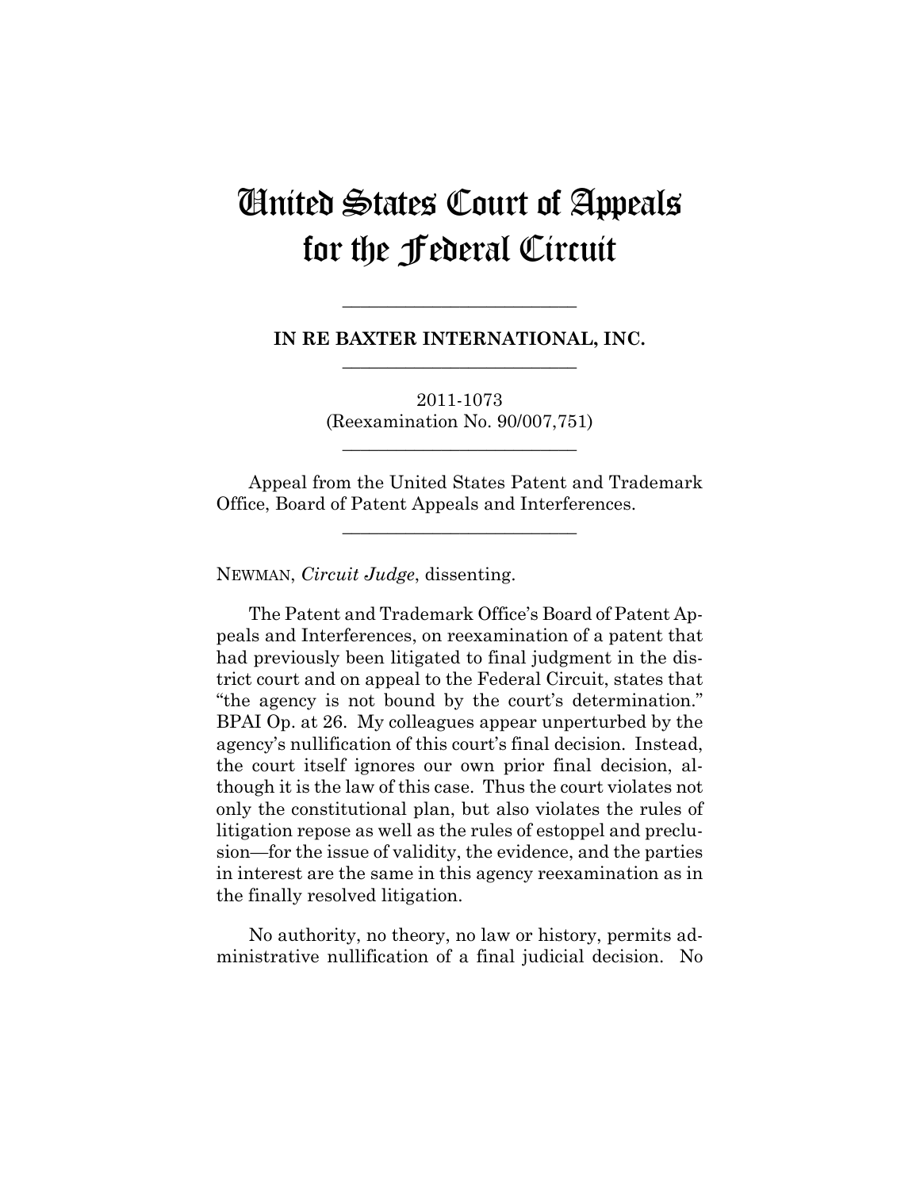# United States Court of Appeals for the Federal Circuit

---

**IN RE BAXTER INTERNATIONAL, INC.**

---

2011-1073
(Reexamination No. 90/007,751)

---

Appeal from the United States Patent and Trademark Office, Board of Patent Appeals and Interferences.

---

NEWMAN, *Circuit Judge*, dissenting.

The Patent and Trademark Office's Board of Patent Appeals and Interferences, on reexamination of a patent that had previously been litigated to final judgment in the district court and on appeal to the Federal Circuit, states that "the agency is not bound by the court's determination." BPAI Op. at 26. My colleagues appear unperturbed by the agency's nullification of this court's final decision. Instead, the court itself ignores our own prior final decision, although it is the law of this case. Thus the court violates not only the constitutional plan, but also violates the rules of litigation repose as well as the rules of estoppel and preclusion—for the issue of validity, the evidence, and the parties in interest are the same in this agency reexamination as in the finally resolved litigation.

No authority, no theory, no law or history, permits administrative nullification of a final judicial decision. No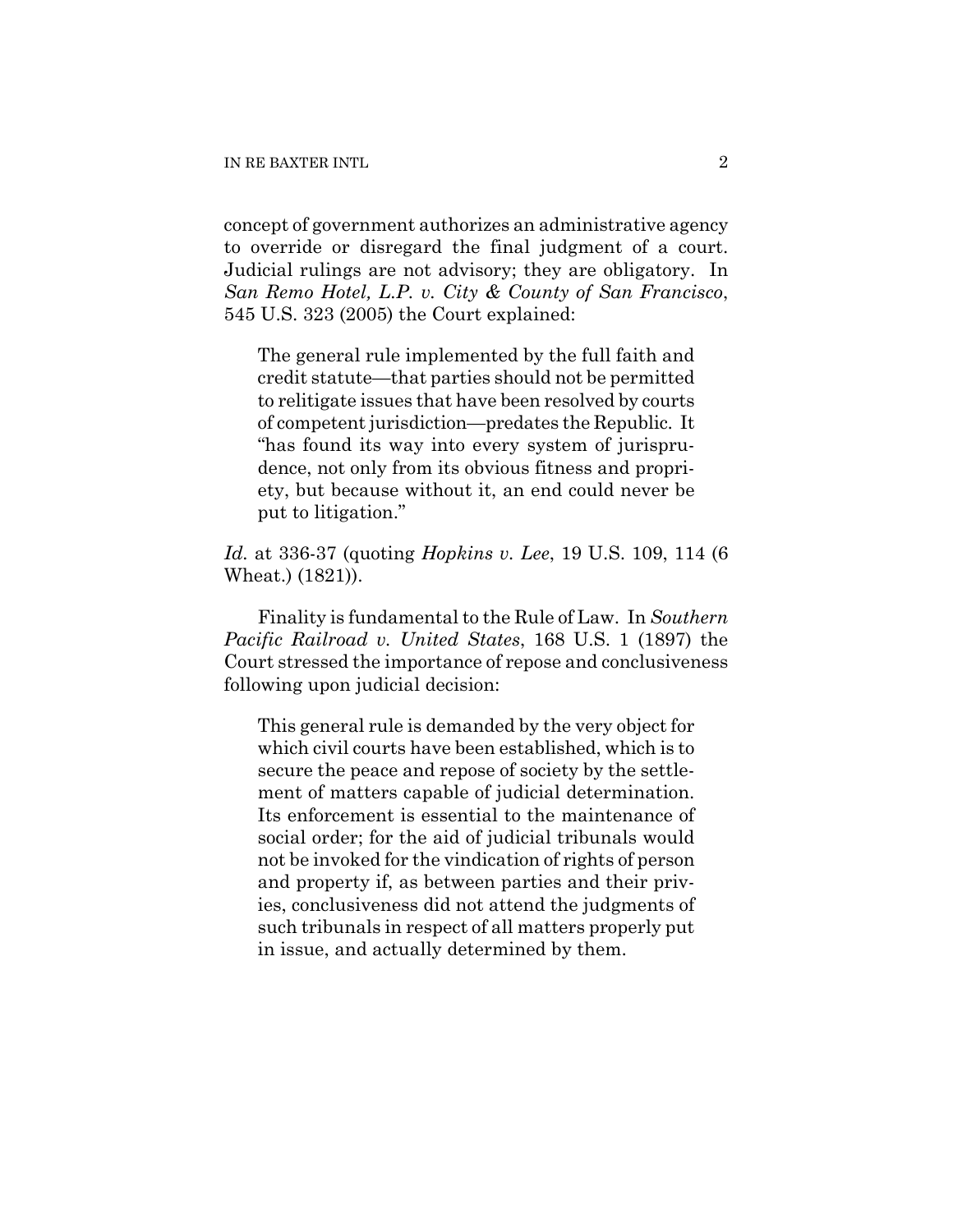concept of government authorizes an administrative agency to override or disregard the final judgment of a court. Judicial rulings are not advisory; they are obligatory. In *San Remo Hotel, L.P. v. City & County of San Francisco*, 545 U.S. 323 (2005) the Court explained:

> The general rule implemented by the full faith and credit statute—that parties should not be permitted to relitigate issues that have been resolved by courts of competent jurisdiction—predates the Republic. It "has found its way into every system of jurisprudence, not only from its obvious fitness and propriety, but because without it, an end could never be put to litigation."

*Id.* at 336-37 (quoting *Hopkins v. Lee*, 19 U.S. 109, 114 (6 Wheat.) (1821)).

Finality is fundamental to the Rule of Law. In *Southern Pacific Railroad v. United States*, 168 U.S. 1 (1897) the Court stressed the importance of repose and conclusiveness following upon judicial decision:

> This general rule is demanded by the very object for which civil courts have been established, which is to secure the peace and repose of society by the settlement of matters capable of judicial determination. Its enforcement is essential to the maintenance of social order; for the aid of judicial tribunals would not be invoked for the vindication of rights of person and property if, as between parties and their privies, conclusiveness did not attend the judgments of such tribunals in respect of all matters properly put in issue, and actually determined by them.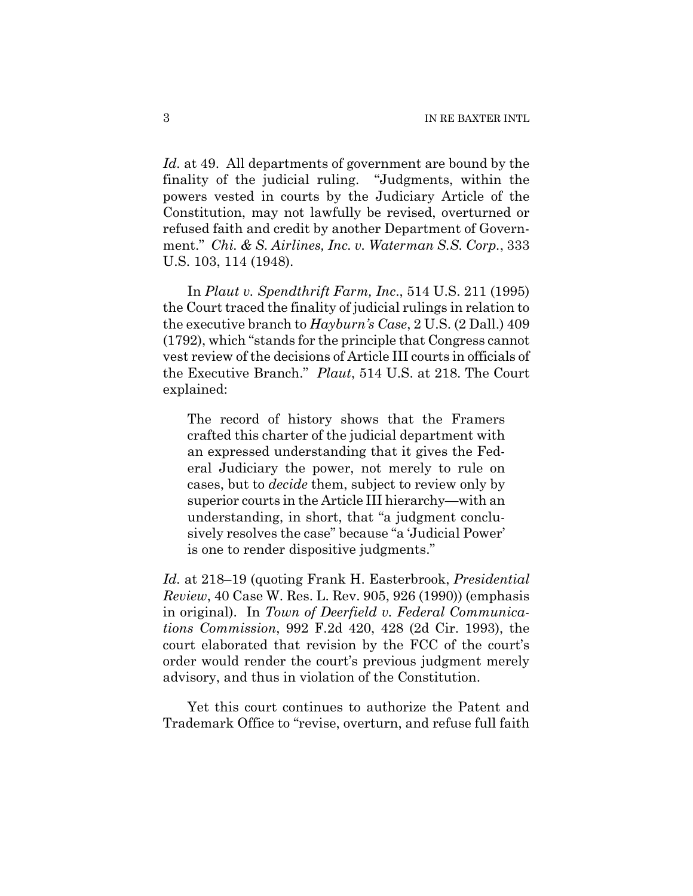*Id.* at 49. All departments of government are bound by the finality of the judicial ruling. "Judgments, within the powers vested in courts by the Judiciary Article of the Constitution, may not lawfully be revised, overturned or refused faith and credit by another Department of Government." *Chi. & S. Airlines, Inc. v. Waterman S.S. Corp.*, 333 U.S. 103, 114 (1948).

In *Plaut v. Spendthrift Farm, Inc*., 514 U.S. 211 (1995) the Court traced the finality of judicial rulings in relation to the executive branch to *Hayburn's Case*, 2 U.S. (2 Dall.) 409 (1792), which "stands for the principle that Congress cannot vest review of the decisions of Article III courts in officials of the Executive Branch." *Plaut*, 514 U.S. at 218. The Court explained:

> The record of history shows that the Framers crafted this charter of the judicial department with an expressed understanding that it gives the Federal Judiciary the power, not merely to rule on cases, but to *decide* them, subject to review only by superior courts in the Article III hierarchy—with an understanding, in short, that "a judgment conclusively resolves the case" because "a 'Judicial Power' is one to render dispositive judgments."

*Id.* at 218–19 (quoting Frank H. Easterbrook, *Presidential Review*, 40 Case W. Res. L. Rev. 905, 926 (1990)) (emphasis in original). In *Town of Deerfield v. Federal Communications Commission*, 992 F.2d 420, 428 (2d Cir. 1993), the court elaborated that revision by the FCC of the court's order would render the court's previous judgment merely advisory, and thus in violation of the Constitution.

Yet this court continues to authorize the Patent and Trademark Office to "revise, overturn, and refuse full faith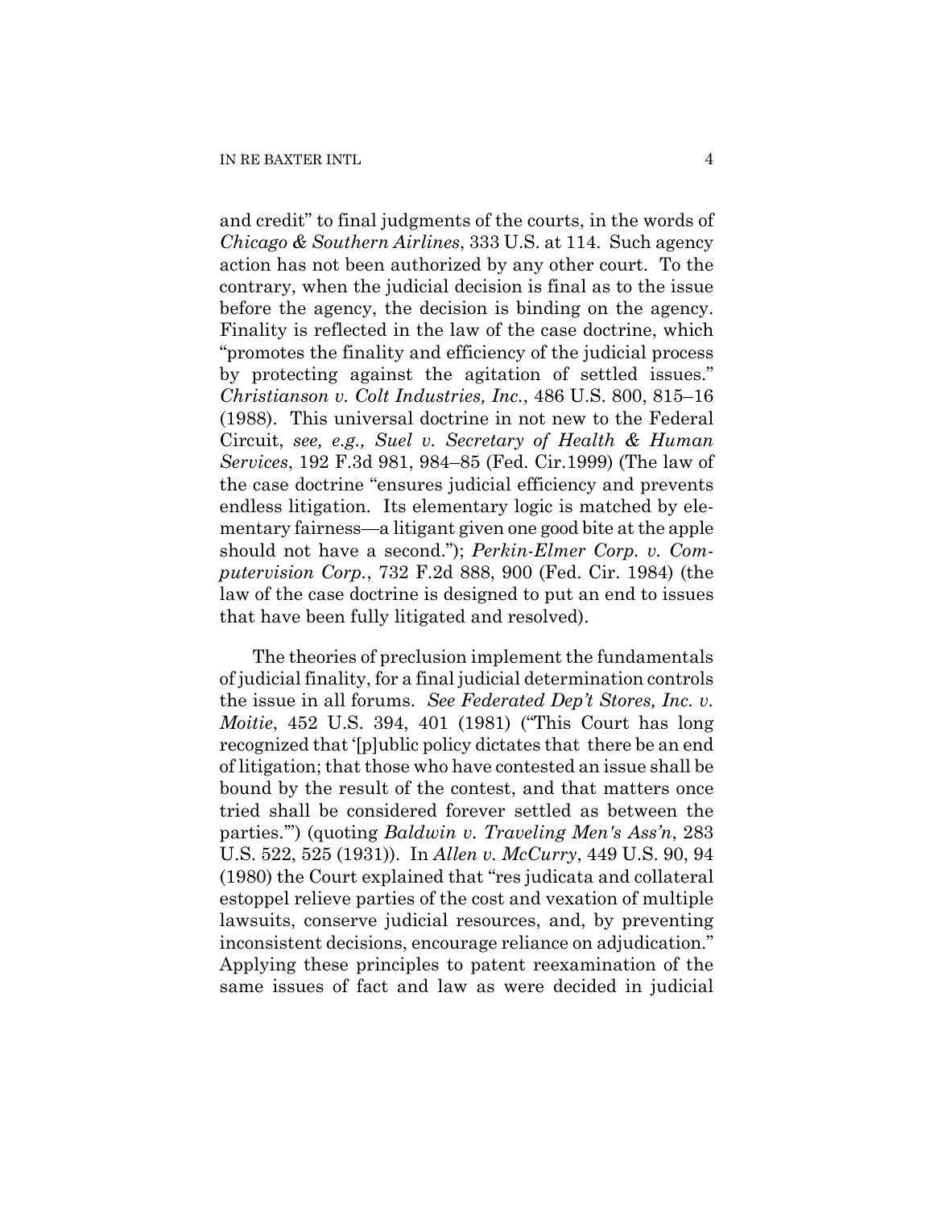and credit" to final judgments of the courts, in the words of *Chicago & Southern Airlines*, 333 U.S. at 114. Such agency action has not been authorized by any other court. To the contrary, when the judicial decision is final as to the issue before the agency, the decision is binding on the agency. Finality is reflected in the law of the case doctrine, which "promotes the finality and efficiency of the judicial process by protecting against the agitation of settled issues." *Christianson v. Colt Industries, Inc.*, 486 U.S. 800, 815–16 (1988). This universal doctrine in not new to the Federal Circuit, *see, e.g., Suel v. Secretary of Health & Human Services*, 192 F.3d 981, 984–85 (Fed. Cir.1999) (The law of the case doctrine "ensures judicial efficiency and prevents endless litigation. Its elementary logic is matched by elementary fairness—a litigant given one good bite at the apple should not have a second."); *Perkin-Elmer Corp. v. Computervision Corp.*, 732 F.2d 888, 900 (Fed. Cir. 1984) (the law of the case doctrine is designed to put an end to issues that have been fully litigated and resolved).

The theories of preclusion implement the fundamentals of judicial finality, for a final judicial determination controls the issue in all forums. *See Federated Dep't Stores, Inc. v. Moitie*, 452 U.S. 394, 401 (1981) ("This Court has long recognized that '[p]ublic policy dictates that there be an end of litigation; that those who have contested an issue shall be bound by the result of the contest, and that matters once tried shall be considered forever settled as between the parties.'") (quoting *Baldwin v. Traveling Men's Ass'n*, 283 U.S. 522, 525 (1931)). In *Allen v. McCurry*, 449 U.S. 90, 94 (1980) the Court explained that "res judicata and collateral estoppel relieve parties of the cost and vexation of multiple lawsuits, conserve judicial resources, and, by preventing inconsistent decisions, encourage reliance on adjudication." Applying these principles to patent reexamination of the same issues of fact and law as were decided in judicial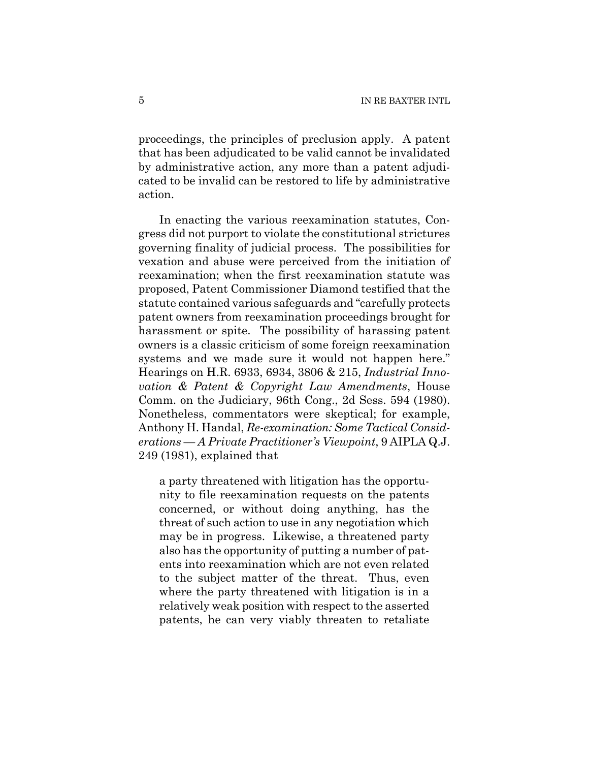proceedings, the principles of preclusion apply. A patent that has been adjudicated to be valid cannot be invalidated by administrative action, any more than a patent adjudicated to be invalid can be restored to life by administrative action.

In enacting the various reexamination statutes, Congress did not purport to violate the constitutional strictures governing finality of judicial process. The possibilities for vexation and abuse were perceived from the initiation of reexamination; when the first reexamination statute was proposed, Patent Commissioner Diamond testified that the statute contained various safeguards and "carefully protects patent owners from reexamination proceedings brought for harassment or spite. The possibility of harassing patent owners is a classic criticism of some foreign reexamination systems and we made sure it would not happen here." Hearings on H.R. 6933, 6934, 3806 & 215, *Industrial Innovation & Patent & Copyright Law Amendments*, House Comm. on the Judiciary, 96th Cong., 2d Sess. 594 (1980). Nonetheless, commentators were skeptical; for example, Anthony H. Handal, *Re-examination: Some Tactical Considerations — A Private Practitioner's Viewpoint*, 9 AIPLA Q.J. 249 (1981), explained that

> a party threatened with litigation has the opportunity to file reexamination requests on the patents concerned, or without doing anything, has the threat of such action to use in any negotiation which may be in progress. Likewise, a threatened party also has the opportunity of putting a number of patents into reexamination which are not even related to the subject matter of the threat. Thus, even where the party threatened with litigation is in a relatively weak position with respect to the asserted patents, he can very viably threaten to retaliate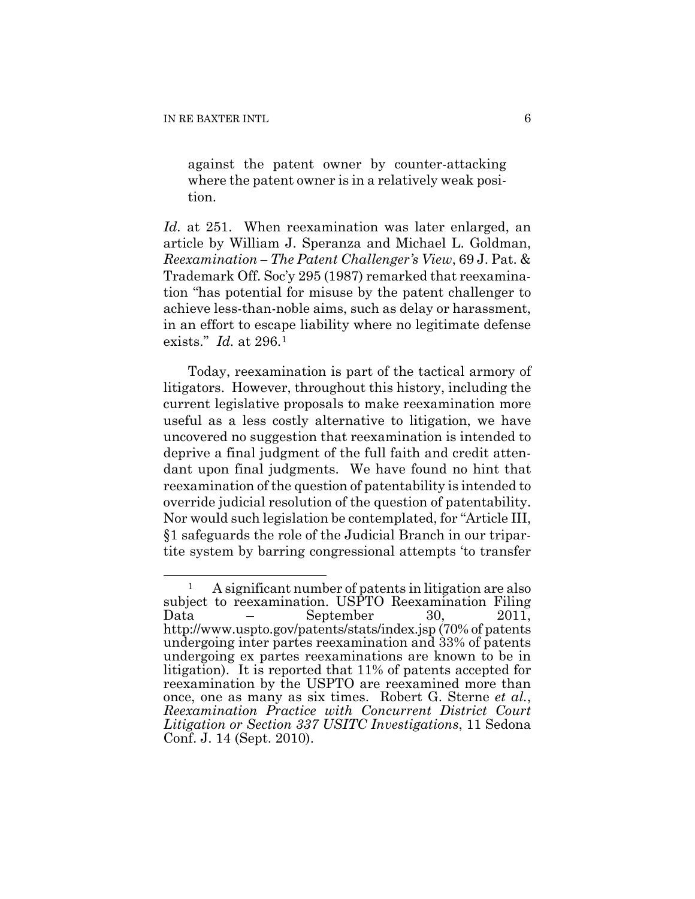> against the patent owner by counter-attacking where the patent owner is in a relatively weak position.

*Id.* at 251. When reexamination was later enlarged, an article by William J. Speranza and Michael L. Goldman, *Reexamination – The Patent Challenger's View*, 69 J. Pat. & Trademark Off. Soc'y 295 (1987) remarked that reexamination "has potential for misuse by the patent challenger to achieve less-than-noble aims, such as delay or harassment, in an effort to escape liability where no legitimate defense exists." *Id.* at 296.[1]

Today, reexamination is part of the tactical armory of litigators. However, throughout this history, including the current legislative proposals to make reexamination more useful as a less costly alternative to litigation, we have uncovered no suggestion that reexamination is intended to deprive a final judgment of the full faith and credit attendant upon final judgments. We have found no hint that reexamination of the question of patentability is intended to override judicial resolution of the question of patentability. Nor would such legislation be contemplated, for "Article III, §1 safeguards the role of the Judicial Branch in our tripartite system by barring congressional attempts 'to transfer

---

[1] A significant number of patents in litigation are also subject to reexamination. USPTO Reexamination Filing Data – September 30, 2011, http://www.uspto.gov/patents/stats/index.jsp (70% of patents undergoing inter partes reexamination and 33% of patents undergoing ex partes reexaminations are known to be in litigation). It is reported that 11% of patents accepted for reexamination by the USPTO are reexamined more than once, one as many as six times. Robert G. Sterne *et al.*, *Reexamination Practice with Concurrent District Court Litigation or Section 337 USITC Investigations*, 11 Sedona Conf. J. 14 (Sept. 2010).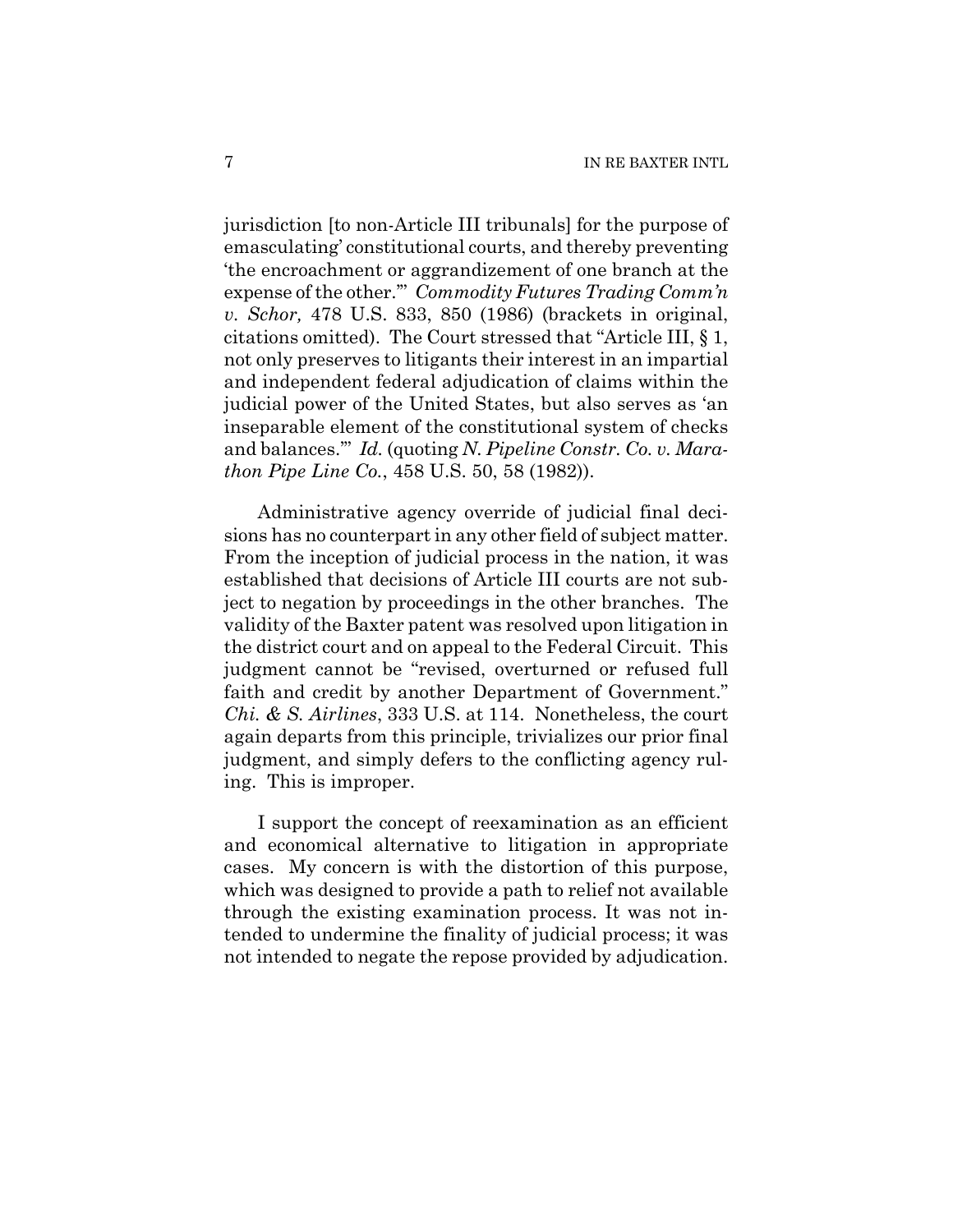jurisdiction [to non-Article III tribunals] for the purpose of emasculating' constitutional courts, and thereby preventing 'the encroachment or aggrandizement of one branch at the expense of the other.'" *Commodity Futures Trading Comm'n v. Schor,* 478 U.S. 833, 850 (1986) (brackets in original, citations omitted). The Court stressed that "Article III, § 1, not only preserves to litigants their interest in an impartial and independent federal adjudication of claims within the judicial power of the United States, but also serves as 'an inseparable element of the constitutional system of checks and balances.'" *Id.* (quoting *N. Pipeline Constr. Co. v. Marathon Pipe Line Co.*, 458 U.S. 50, 58 (1982)).

Administrative agency override of judicial final decisions has no counterpart in any other field of subject matter. From the inception of judicial process in the nation, it was established that decisions of Article III courts are not subject to negation by proceedings in the other branches. The validity of the Baxter patent was resolved upon litigation in the district court and on appeal to the Federal Circuit. This judgment cannot be "revised, overturned or refused full faith and credit by another Department of Government." *Chi. & S. Airlines*, 333 U.S. at 114. Nonetheless, the court again departs from this principle, trivializes our prior final judgment, and simply defers to the conflicting agency ruling. This is improper.

I support the concept of reexamination as an efficient and economical alternative to litigation in appropriate cases. My concern is with the distortion of this purpose, which was designed to provide a path to relief not available through the existing examination process. It was not intended to undermine the finality of judicial process; it was not intended to negate the repose provided by adjudication.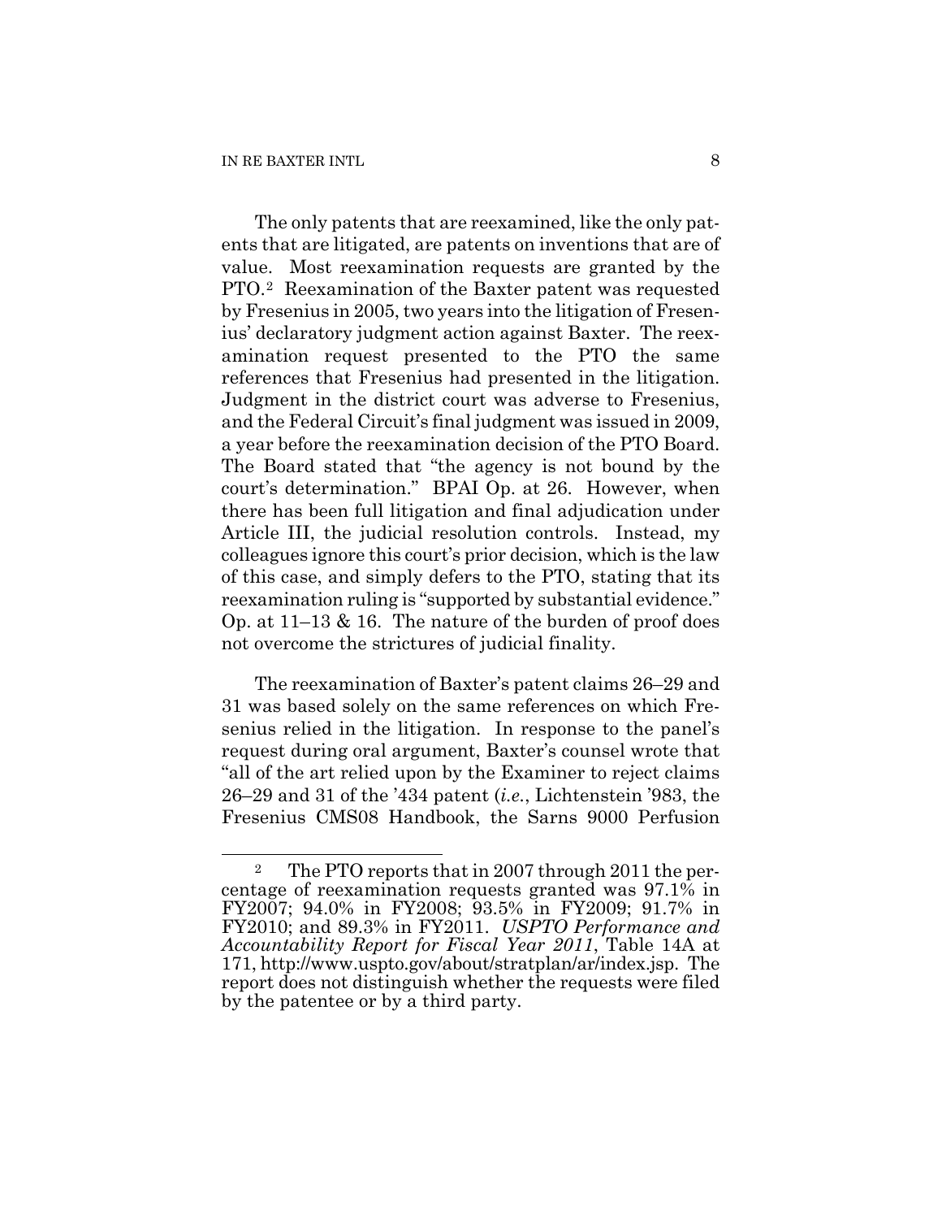The only patents that are reexamined, like the only patents that are litigated, are patents on inventions that are of value. Most reexamination requests are granted by the PTO.[2] Reexamination of the Baxter patent was requested by Fresenius in 2005, two years into the litigation of Fresenius' declaratory judgment action against Baxter. The reexamination request presented to the PTO the same references that Fresenius had presented in the litigation. Judgment in the district court was adverse to Fresenius, and the Federal Circuit's final judgment was issued in 2009, a year before the reexamination decision of the PTO Board. The Board stated that "the agency is not bound by the court's determination." BPAI Op. at 26. However, when there has been full litigation and final adjudication under Article III, the judicial resolution controls. Instead, my colleagues ignore this court's prior decision, which is the law of this case, and simply defers to the PTO, stating that its reexamination ruling is "supported by substantial evidence." Op. at 11–13 & 16. The nature of the burden of proof does not overcome the strictures of judicial finality.

The reexamination of Baxter's patent claims 26–29 and 31 was based solely on the same references on which Fresenius relied in the litigation. In response to the panel's request during oral argument, Baxter's counsel wrote that "all of the art relied upon by the Examiner to reject claims 26–29 and 31 of the '434 patent (*i.e.*, Lichtenstein '983, the Fresenius CMS08 Handbook, the Sarns 9000 Perfusion

---

[2] The PTO reports that in 2007 through 2011 the percentage of reexamination requests granted was 97.1% in FY2007; 94.0% in FY2008; 93.5% in FY2009; 91.7% in FY2010; and 89.3% in FY2011. *USPTO Performance and Accountability Report for Fiscal Year 2011*, Table 14A at 171, http://www.uspto.gov/about/stratplan/ar/index.jsp. The report does not distinguish whether the requests were filed by the patentee or by a third party.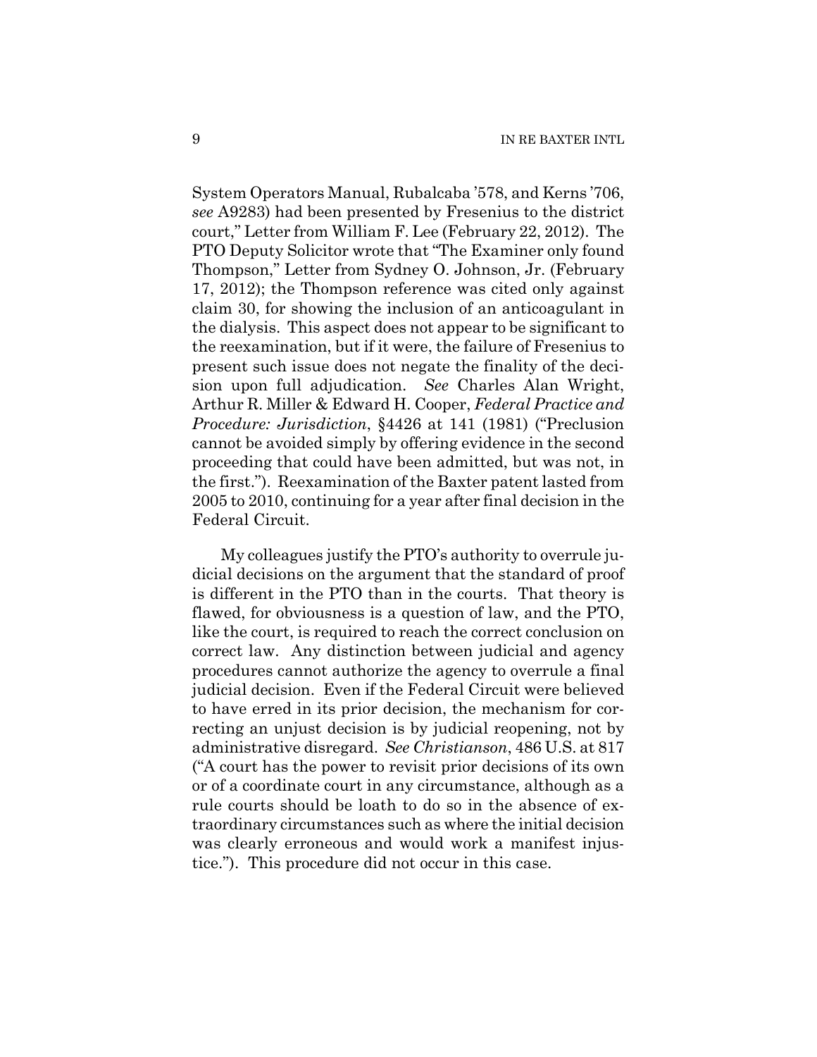System Operators Manual, Rubalcaba '578, and Kerns '706, *see* A9283) had been presented by Fresenius to the district court," Letter from William F. Lee (February 22, 2012). The PTO Deputy Solicitor wrote that "The Examiner only found Thompson," Letter from Sydney O. Johnson, Jr. (February 17, 2012); the Thompson reference was cited only against claim 30, for showing the inclusion of an anticoagulant in the dialysis. This aspect does not appear to be significant to the reexamination, but if it were, the failure of Fresenius to present such issue does not negate the finality of the decision upon full adjudication. *See* Charles Alan Wright, Arthur R. Miller & Edward H. Cooper, *Federal Practice and Procedure: Jurisdiction*, §4426 at 141 (1981) ("Preclusion cannot be avoided simply by offering evidence in the second proceeding that could have been admitted, but was not, in the first."). Reexamination of the Baxter patent lasted from 2005 to 2010, continuing for a year after final decision in the Federal Circuit.

My colleagues justify the PTO's authority to overrule judicial decisions on the argument that the standard of proof is different in the PTO than in the courts. That theory is flawed, for obviousness is a question of law, and the PTO, like the court, is required to reach the correct conclusion on correct law. Any distinction between judicial and agency procedures cannot authorize the agency to overrule a final judicial decision. Even if the Federal Circuit were believed to have erred in its prior decision, the mechanism for correcting an unjust decision is by judicial reopening, not by administrative disregard. *See Christianson*, 486 U.S. at 817 ("A court has the power to revisit prior decisions of its own or of a coordinate court in any circumstance, although as a rule courts should be loath to do so in the absence of extraordinary circumstances such as where the initial decision was clearly erroneous and would work a manifest injustice."). This procedure did not occur in this case.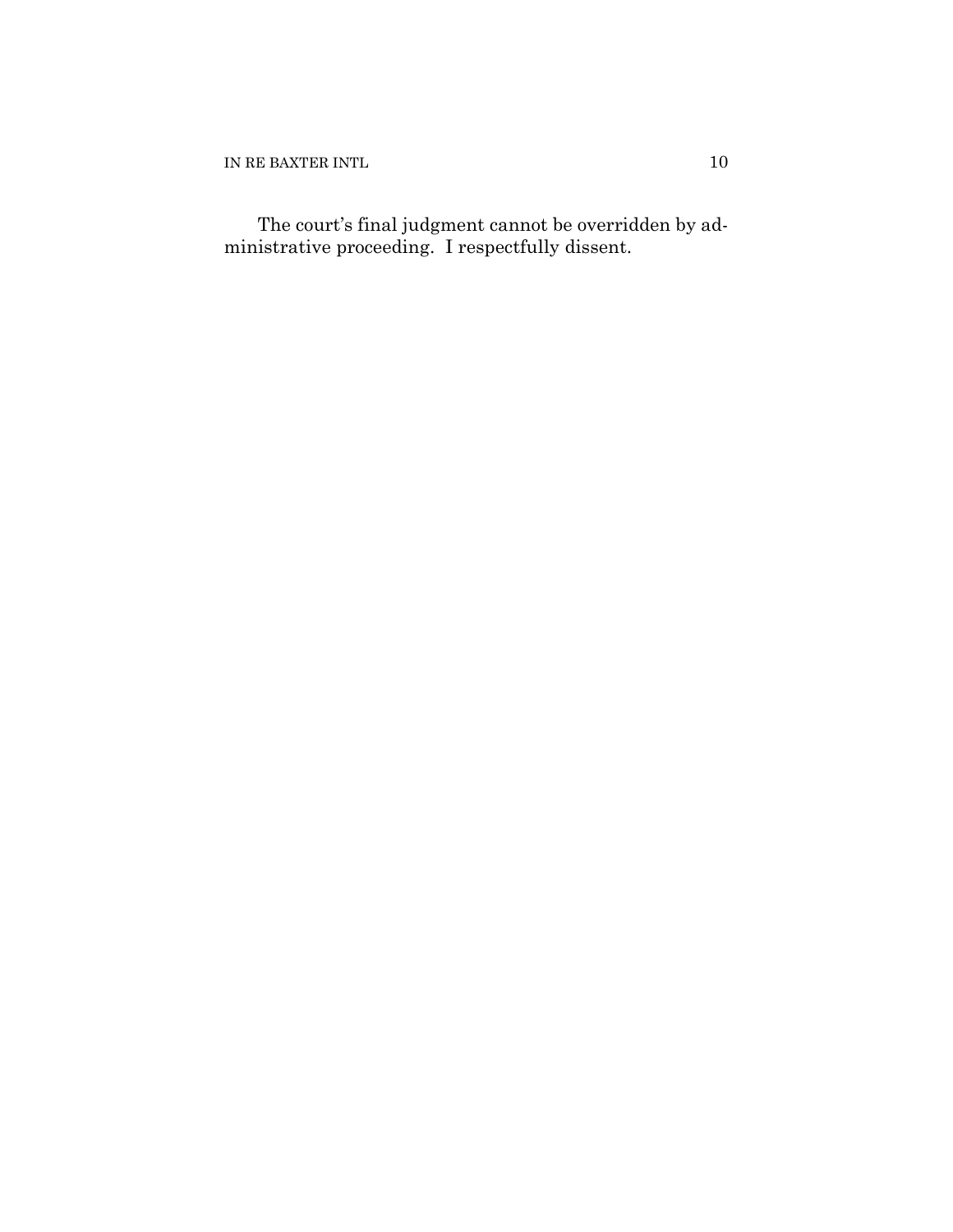The court's final judgment cannot be overridden by administrative proceeding. I respectfully dissent.